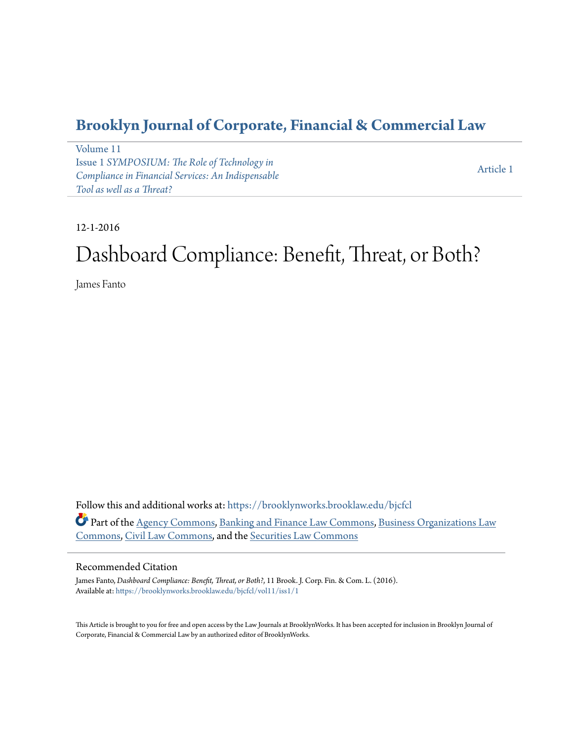# Brooklyn Journal of Corporate, Financial & Commercial Law

Volume 11
Issue 1 *SYMPOSIUM: The Role of Technology in Compliance in Financial Services: An Indispensable Tool as well as a Threat?*

Article 1

12-1-2016

# Dashboard Compliance: Benefit, Threat, or Both?

James Fanto

Follow this and additional works at: https://brooklynworks.brooklaw.edu/bjcfcl

Part of the Agency Commons, Banking and Finance Law Commons, Business Organizations Law Commons, Civil Law Commons, and the Securities Law Commons

## Recommended Citation

James Fanto, *Dashboard Compliance: Benefit, Threat, or Both?*, 11 Brook. J. Corp. Fin. & Com. L. (2016).
Available at: https://brooklynworks.brooklaw.edu/bjcfcl/vol11/iss1/1

This Article is brought to you for free and open access by the Law Journals at BrooklynWorks. It has been accepted for inclusion in Brooklyn Journal of Corporate, Financial & Commercial Law by an authorized editor of BrooklynWorks.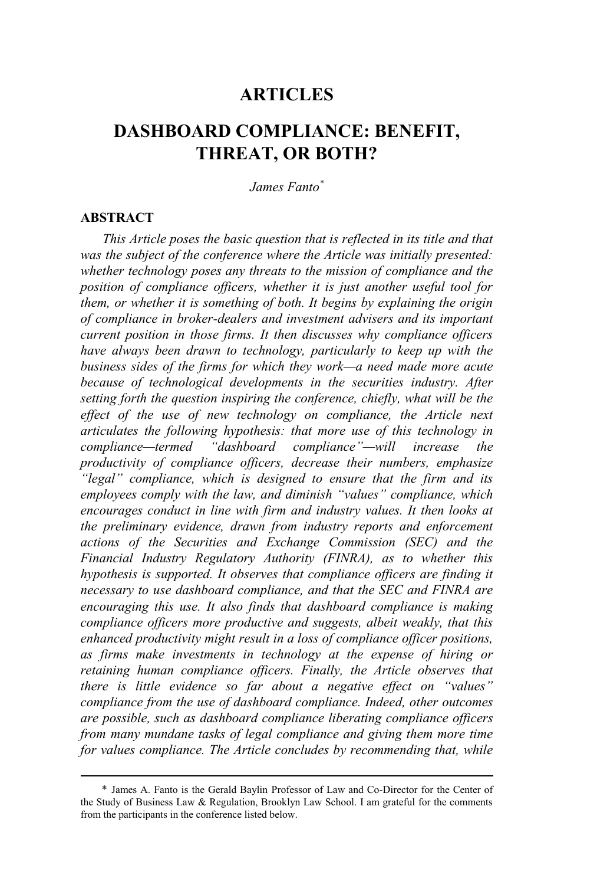# ARTICLES

# DASHBOARD COMPLIANCE: BENEFIT, THREAT, OR BOTH?

*James Fanto*[*]

## ABSTRACT

*This Article poses the basic question that is reflected in its title and that was the subject of the conference where the Article was initially presented: whether technology poses any threats to the mission of compliance and the position of compliance officers, whether it is just another useful tool for them, or whether it is something of both. It begins by explaining the origin of compliance in broker-dealers and investment advisers and its important current position in those firms. It then discusses why compliance officers have always been drawn to technology, particularly to keep up with the business sides of the firms for which they work—a need made more acute because of technological developments in the securities industry. After setting forth the question inspiring the conference, chiefly, what will be the effect of the use of new technology on compliance, the Article next articulates the following hypothesis: that more use of this technology in compliance—termed "dashboard compliance"—will increase the productivity of compliance officers, decrease their numbers, emphasize "legal" compliance, which is designed to ensure that the firm and its employees comply with the law, and diminish "values" compliance, which encourages conduct in line with firm and industry values. It then looks at the preliminary evidence, drawn from industry reports and enforcement actions of the Securities and Exchange Commission (SEC) and the Financial Industry Regulatory Authority (FINRA), as to whether this hypothesis is supported. It observes that compliance officers are finding it necessary to use dashboard compliance, and that the SEC and FINRA are encouraging this use. It also finds that dashboard compliance is making compliance officers more productive and suggests, albeit weakly, that this enhanced productivity might result in a loss of compliance officer positions, as firms make investments in technology at the expense of hiring or retaining human compliance officers. Finally, the Article observes that there is little evidence so far about a negative effect on "values" compliance from the use of dashboard compliance. Indeed, other outcomes are possible, such as dashboard compliance liberating compliance officers from many mundane tasks of legal compliance and giving them more time for values compliance. The Article concludes by recommending that, while*

---

\* James A. Fanto is the Gerald Baylin Professor of Law and Co-Director for the Center of the Study of Business Law & Regulation, Brooklyn Law School. I am grateful for the comments from the participants in the conference listed below.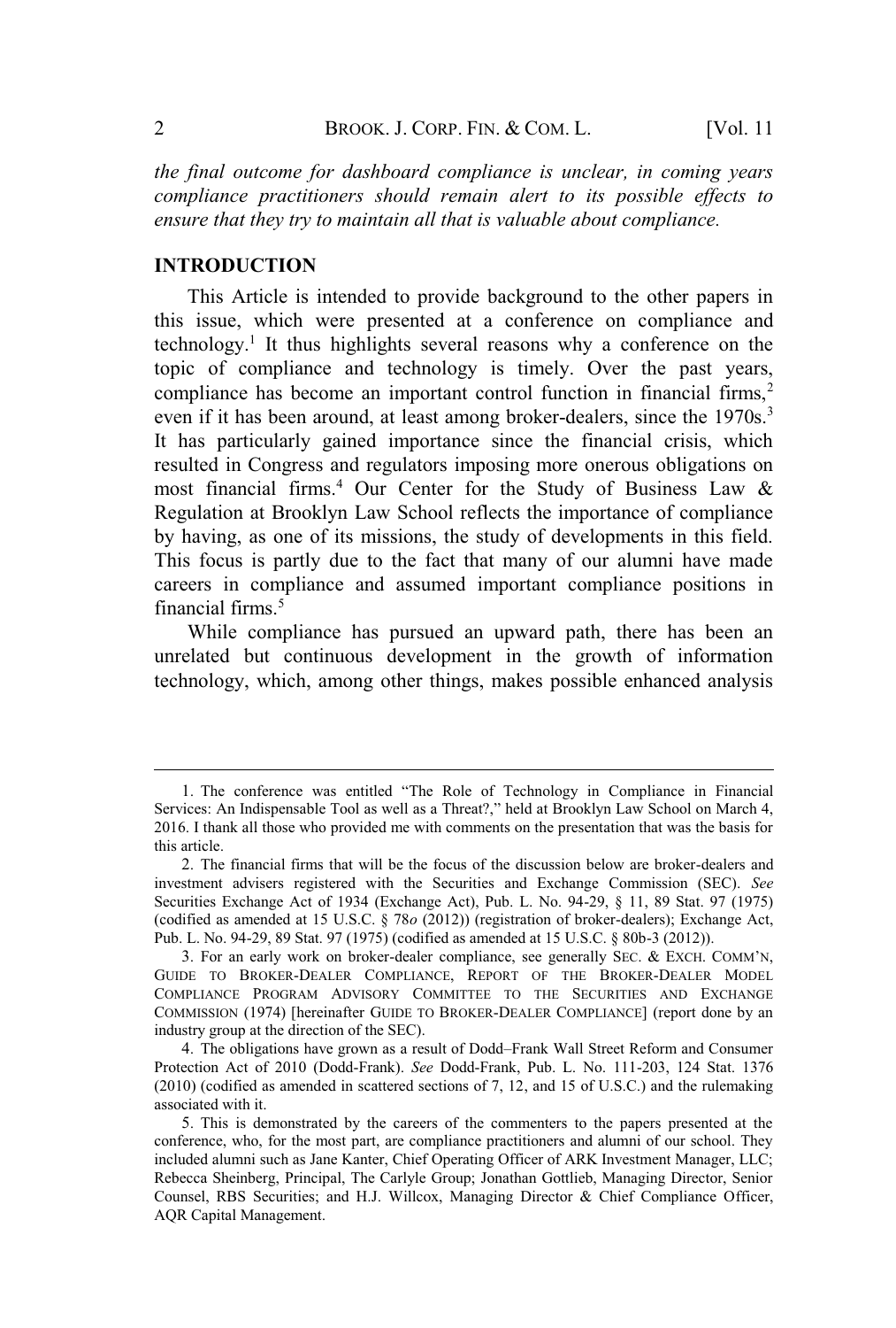*the final outcome for dashboard compliance is unclear, in coming years compliance practitioners should remain alert to its possible effects to ensure that they try to maintain all that is valuable about compliance.*

## INTRODUCTION

This Article is intended to provide background to the other papers in this issue, which were presented at a conference on compliance and technology.[1] It thus highlights several reasons why a conference on the topic of compliance and technology is timely. Over the past years, compliance has become an important control function in financial firms,[2] even if it has been around, at least among broker-dealers, since the 1970s.[3] It has particularly gained importance since the financial crisis, which resulted in Congress and regulators imposing more onerous obligations on most financial firms.[4] Our Center for the Study of Business Law & Regulation at Brooklyn Law School reflects the importance of compliance by having, as one of its missions, the study of developments in this field. This focus is partly due to the fact that many of our alumni have made careers in compliance and assumed important compliance positions in financial firms.[5]

While compliance has pursued an upward path, there has been an unrelated but continuous development in the growth of information technology, which, among other things, makes possible enhanced analysis

---

1. The conference was entitled "The Role of Technology in Compliance in Financial Services: An Indispensable Tool as well as a Threat?," held at Brooklyn Law School on March 4, 2016. I thank all those who provided me with comments on the presentation that was the basis for this article.

2. The financial firms that will be the focus of the discussion below are broker-dealers and investment advisers registered with the Securities and Exchange Commission (SEC). *See* Securities Exchange Act of 1934 (Exchange Act), Pub. L. No. 94-29, § 11, 89 Stat. 97 (1975) (codified as amended at 15 U.S.C. § 78*o* (2012)) (registration of broker-dealers); Exchange Act, Pub. L. No. 94-29, 89 Stat. 97 (1975) (codified as amended at 15 U.S.C. § 80b-3 (2012)).

3. For an early work on broker-dealer compliance, see generally SEC. & EXCH. COMM'N, GUIDE TO BROKER-DEALER COMPLIANCE, REPORT OF THE BROKER-DEALER MODEL COMPLIANCE PROGRAM ADVISORY COMMITTEE TO THE SECURITIES AND EXCHANGE COMMISSION (1974) [hereinafter GUIDE TO BROKER-DEALER COMPLIANCE] (report done by an industry group at the direction of the SEC).

4. The obligations have grown as a result of Dodd–Frank Wall Street Reform and Consumer Protection Act of 2010 (Dodd-Frank). *See* Dodd-Frank, Pub. L. No. 111-203, 124 Stat. 1376 (2010) (codified as amended in scattered sections of 7, 12, and 15 of U.S.C.) and the rulemaking associated with it.

5. This is demonstrated by the careers of the commenters to the papers presented at the conference, who, for the most part, are compliance practitioners and alumni of our school. They included alumni such as Jane Kanter, Chief Operating Officer of ARK Investment Manager, LLC; Rebecca Sheinberg, Principal, The Carlyle Group; Jonathan Gottlieb, Managing Director, Senior Counsel, RBS Securities; and H.J. Willcox, Managing Director & Chief Compliance Officer, AQR Capital Management.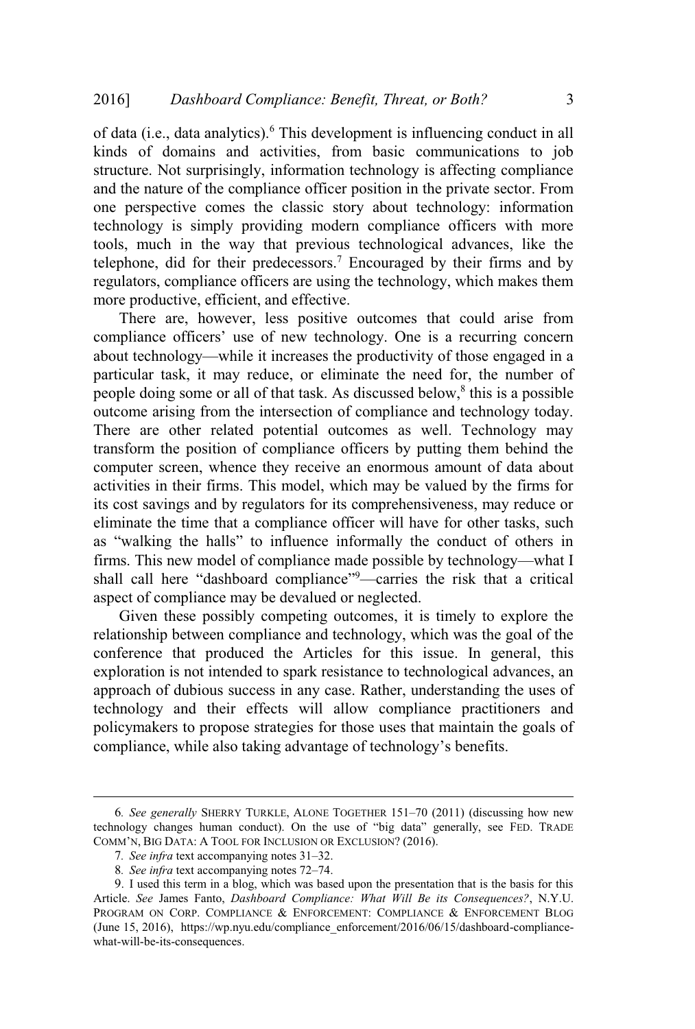of data (i.e., data analytics).[6] This development is influencing conduct in all kinds of domains and activities, from basic communications to job structure. Not surprisingly, information technology is affecting compliance and the nature of the compliance officer position in the private sector. From one perspective comes the classic story about technology: information technology is simply providing modern compliance officers with more tools, much in the way that previous technological advances, like the telephone, did for their predecessors.[7] Encouraged by their firms and by regulators, compliance officers are using the technology, which makes them more productive, efficient, and effective.

There are, however, less positive outcomes that could arise from compliance officers' use of new technology. One is a recurring concern about technology—while it increases the productivity of those engaged in a particular task, it may reduce, or eliminate the need for, the number of people doing some or all of that task. As discussed below,[8] this is a possible outcome arising from the intersection of compliance and technology today. There are other related potential outcomes as well. Technology may transform the position of compliance officers by putting them behind the computer screen, whence they receive an enormous amount of data about activities in their firms. This model, which may be valued by the firms for its cost savings and by regulators for its comprehensiveness, may reduce or eliminate the time that a compliance officer will have for other tasks, such as "walking the halls" to influence informally the conduct of others in firms. This new model of compliance made possible by technology—what I shall call here "dashboard compliance"[9]—carries the risk that a critical aspect of compliance may be devalued or neglected.

Given these possibly competing outcomes, it is timely to explore the relationship between compliance and technology, which was the goal of the conference that produced the Articles for this issue. In general, this exploration is not intended to spark resistance to technological advances, an approach of dubious success in any case. Rather, understanding the uses of technology and their effects will allow compliance practitioners and policymakers to propose strategies for those uses that maintain the goals of compliance, while also taking advantage of technology's benefits.

---

6. *See generally* SHERRY TURKLE, ALONE TOGETHER 151–70 (2011) (discussing how new technology changes human conduct). On the use of "big data" generally, see FED. TRADE COMM'N, BIG DATA: A TOOL FOR INCLUSION OR EXCLUSION? (2016).

7. *See infra* text accompanying notes 31–32.

8. *See infra* text accompanying notes 72–74.

9. I used this term in a blog, which was based upon the presentation that is the basis for this Article. *See* James Fanto, *Dashboard Compliance: What Will Be its Consequences?*, N.Y.U. PROGRAM ON CORP. COMPLIANCE & ENFORCEMENT: COMPLIANCE & ENFORCEMENT BLOG (June 15, 2016), https://wp.nyu.edu/compliance_enforcement/2016/06/15/dashboard-compliance-what-will-be-its-consequences.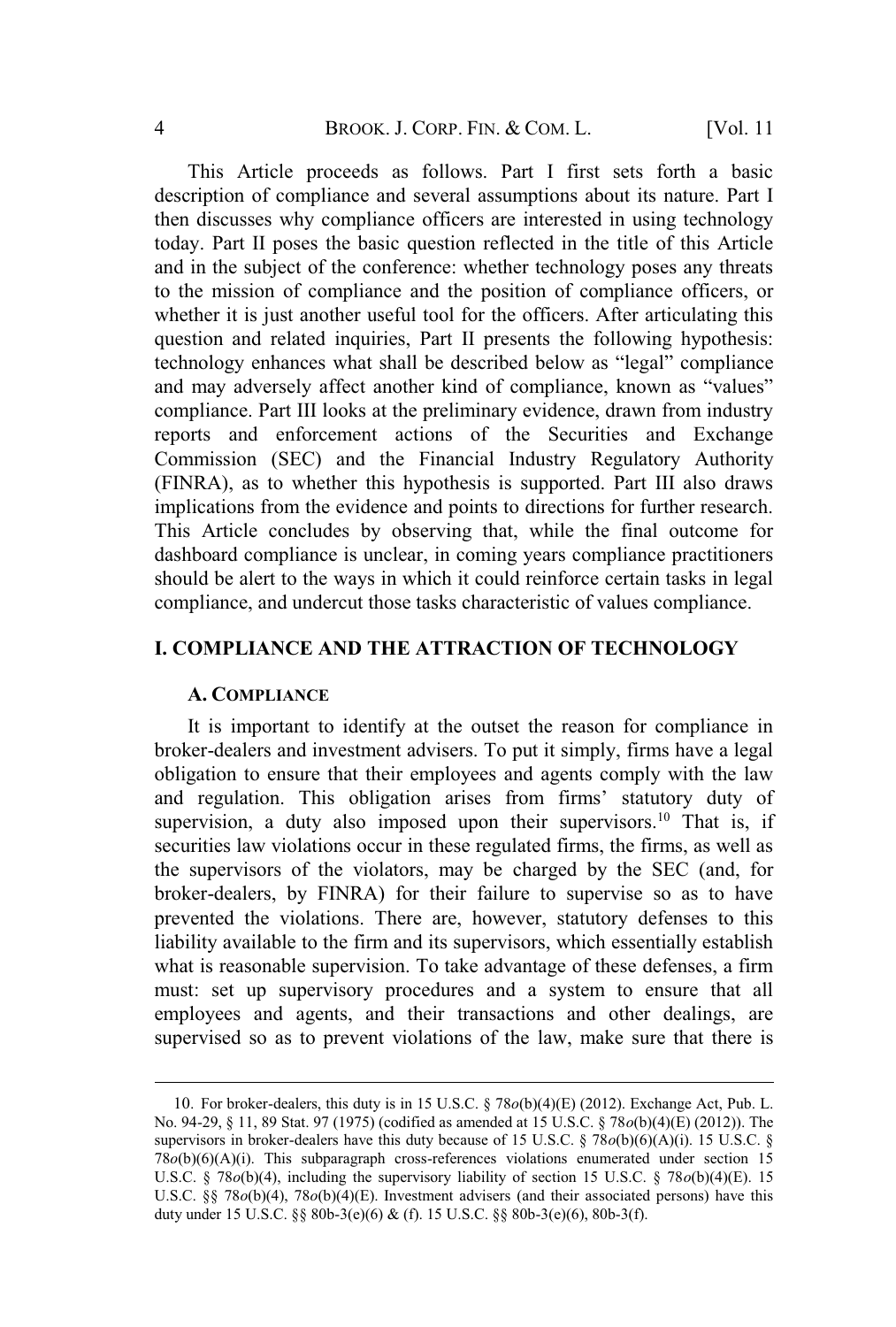This Article proceeds as follows. Part I first sets forth a basic description of compliance and several assumptions about its nature. Part I then discusses why compliance officers are interested in using technology today. Part II poses the basic question reflected in the title of this Article and in the subject of the conference: whether technology poses any threats to the mission of compliance and the position of compliance officers, or whether it is just another useful tool for the officers. After articulating this question and related inquiries, Part II presents the following hypothesis: technology enhances what shall be described below as "legal" compliance and may adversely affect another kind of compliance, known as "values" compliance. Part III looks at the preliminary evidence, drawn from industry reports and enforcement actions of the Securities and Exchange Commission (SEC) and the Financial Industry Regulatory Authority (FINRA), as to whether this hypothesis is supported. Part III also draws implications from the evidence and points to directions for further research. This Article concludes by observing that, while the final outcome for dashboard compliance is unclear, in coming years compliance practitioners should be alert to the ways in which it could reinforce certain tasks in legal compliance, and undercut those tasks characteristic of values compliance.

## I. COMPLIANCE AND THE ATTRACTION OF TECHNOLOGY

### A. COMPLIANCE

It is important to identify at the outset the reason for compliance in broker-dealers and investment advisers. To put it simply, firms have a legal obligation to ensure that their employees and agents comply with the law and regulation. This obligation arises from firms' statutory duty of supervision, a duty also imposed upon their supervisors.[10] That is, if securities law violations occur in these regulated firms, the firms, as well as the supervisors of the violators, may be charged by the SEC (and, for broker-dealers, by FINRA) for their failure to supervise so as to have prevented the violations. There are, however, statutory defenses to this liability available to the firm and its supervisors, which essentially establish what is reasonable supervision. To take advantage of these defenses, a firm must: set up supervisory procedures and a system to ensure that all employees and agents, and their transactions and other dealings, are supervised so as to prevent violations of the law, make sure that there is

---

10. For broker-dealers, this duty is in 15 U.S.C. § 78*o*(b)(4)(E) (2012). Exchange Act, Pub. L. No. 94-29, § 11, 89 Stat. 97 (1975) (codified as amended at 15 U.S.C. § 78*o*(b)(4)(E) (2012)). The supervisors in broker-dealers have this duty because of 15 U.S.C. § 78*o*(b)(6)(A)(i). 15 U.S.C. § 78*o*(b)(6)(A)(i). This subparagraph cross-references violations enumerated under section 15 U.S.C. § 78*o*(b)(4), including the supervisory liability of section 15 U.S.C. § 78*o*(b)(4)(E). 15 U.S.C. §§ 78*o*(b)(4), 78*o*(b)(4)(E). Investment advisers (and their associated persons) have this duty under 15 U.S.C. §§ 80b-3(e)(6) & (f). 15 U.S.C. §§ 80b-3(e)(6), 80b-3(f).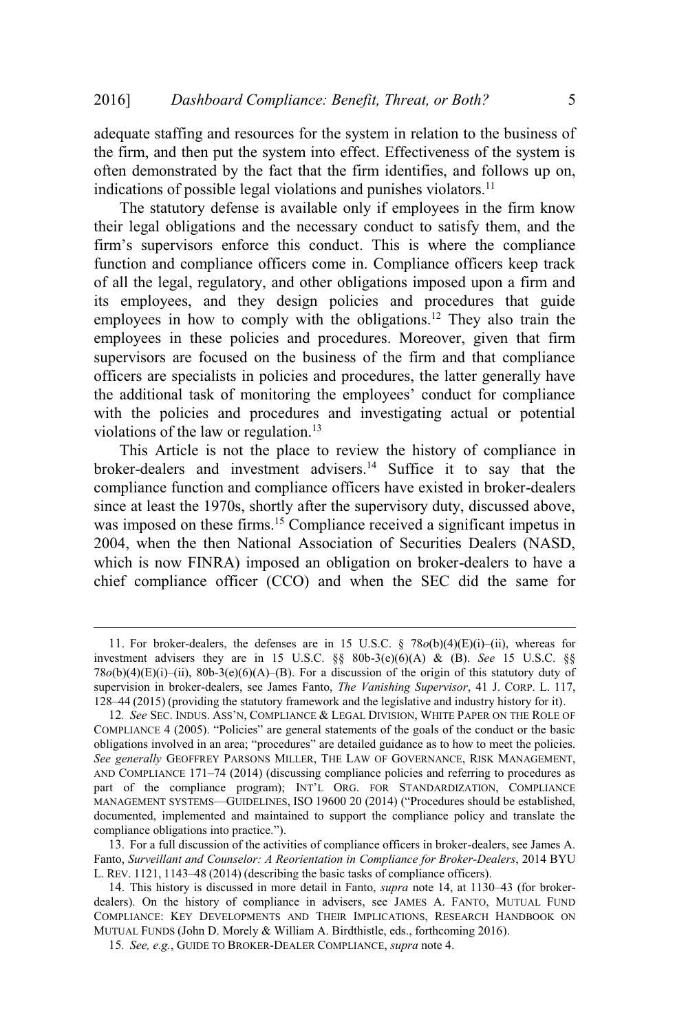adequate staffing and resources for the system in relation to the business of the firm, and then put the system into effect. Effectiveness of the system is often demonstrated by the fact that the firm identifies, and follows up on, indications of possible legal violations and punishes violators.[11]

The statutory defense is available only if employees in the firm know their legal obligations and the necessary conduct to satisfy them, and the firm's supervisors enforce this conduct. This is where the compliance function and compliance officers come in. Compliance officers keep track of all the legal, regulatory, and other obligations imposed upon a firm and its employees, and they design policies and procedures that guide employees in how to comply with the obligations.[12] They also train the employees in these policies and procedures. Moreover, given that firm supervisors are focused on the business of the firm and that compliance officers are specialists in policies and procedures, the latter generally have the additional task of monitoring the employees' conduct for compliance with the policies and procedures and investigating actual or potential violations of the law or regulation.[13]

This Article is not the place to review the history of compliance in broker-dealers and investment advisers.[14] Suffice it to say that the compliance function and compliance officers have existed in broker-dealers since at least the 1970s, shortly after the supervisory duty, discussed above, was imposed on these firms.[15] Compliance received a significant impetus in 2004, when the then National Association of Securities Dealers (NASD, which is now FINRA) imposed an obligation on broker-dealers to have a chief compliance officer (CCO) and when the SEC did the same for

---

11. For broker-dealers, the defenses are in 15 U.S.C. § 78*o*(b)(4)(E)(i)–(ii), whereas for investment advisers they are in 15 U.S.C. §§ 80b-3(e)(6)(A) & (B). *See* 15 U.S.C. §§ 78*o*(b)(4)(E)(i)–(ii), 80b-3(e)(6)(A)–(B). For a discussion of the origin of this statutory duty of supervision in broker-dealers, see James Fanto, *The Vanishing Supervisor*, 41 J. CORP. L. 117, 128–44 (2015) (providing the statutory framework and the legislative and industry history for it).

12. *See* SEC. INDUS. ASS'N, COMPLIANCE & LEGAL DIVISION, WHITE PAPER ON THE ROLE OF COMPLIANCE 4 (2005). "Policies" are general statements of the goals of the conduct or the basic obligations involved in an area; "procedures" are detailed guidance as to how to meet the policies. *See generally* GEOFFREY PARSONS MILLER, THE LAW OF GOVERNANCE, RISK MANAGEMENT, AND COMPLIANCE 171–74 (2014) (discussing compliance policies and referring to procedures as part of the compliance program); INT'L ORG. FOR STANDARDIZATION, COMPLIANCE MANAGEMENT SYSTEMS—GUIDELINES, ISO 19600 20 (2014) ("Procedures should be established, documented, implemented and maintained to support the compliance policy and translate the compliance obligations into practice.").

13. For a full discussion of the activities of compliance officers in broker-dealers, see James A. Fanto, *Surveillant and Counselor: A Reorientation in Compliance for Broker-Dealers*, 2014 BYU L. REV. 1121, 1143–48 (2014) (describing the basic tasks of compliance officers).

14. This history is discussed in more detail in Fanto, *supra* note 14, at 1130–43 (for broker-dealers). On the history of compliance in advisers, see JAMES A. FANTO, MUTUAL FUND COMPLIANCE: KEY DEVELOPMENTS AND THEIR IMPLICATIONS, RESEARCH HANDBOOK ON MUTUAL FUNDS (John D. Morely & William A. Birdthistle, eds., forthcoming 2016).

15. *See, e.g.*, GUIDE TO BROKER-DEALER COMPLIANCE, *supra* note 4.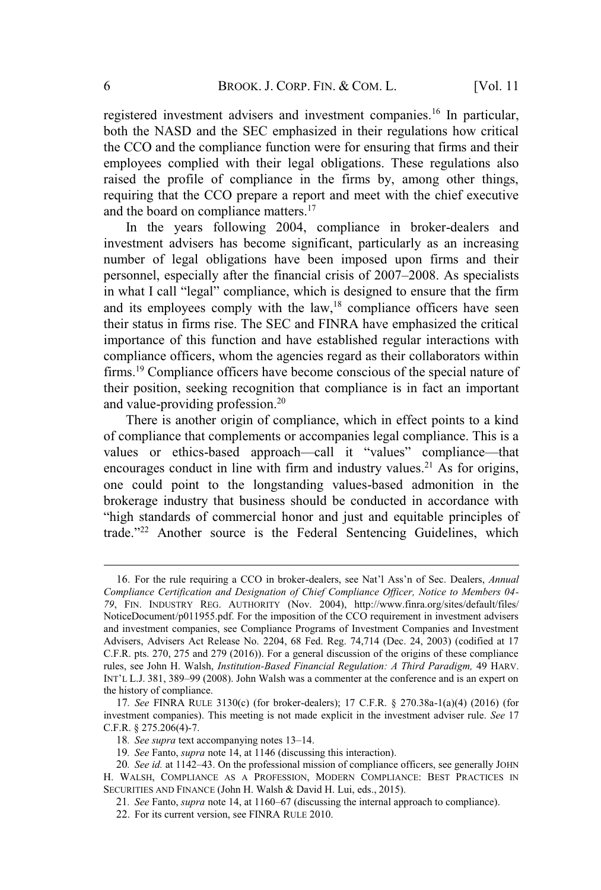registered investment advisers and investment companies.[16] In particular, both the NASD and the SEC emphasized in their regulations how critical the CCO and the compliance function were for ensuring that firms and their employees complied with their legal obligations. These regulations also raised the profile of compliance in the firms by, among other things, requiring that the CCO prepare a report and meet with the chief executive and the board on compliance matters.[17]

In the years following 2004, compliance in broker-dealers and investment advisers has become significant, particularly as an increasing number of legal obligations have been imposed upon firms and their personnel, especially after the financial crisis of 2007–2008. As specialists in what I call "legal" compliance, which is designed to ensure that the firm and its employees comply with the law,[18] compliance officers have seen their status in firms rise. The SEC and FINRA have emphasized the critical importance of this function and have established regular interactions with compliance officers, whom the agencies regard as their collaborators within firms.[19] Compliance officers have become conscious of the special nature of their position, seeking recognition that compliance is in fact an important and value-providing profession.[20]

There is another origin of compliance, which in effect points to a kind of compliance that complements or accompanies legal compliance. This is a values or ethics-based approach—call it "values" compliance—that encourages conduct in line with firm and industry values.[21] As for origins, one could point to the longstanding values-based admonition in the brokerage industry that business should be conducted in accordance with "high standards of commercial honor and just and equitable principles of trade."[22] Another source is the Federal Sentencing Guidelines, which

---

16. For the rule requiring a CCO in broker-dealers, see Nat'l Ass'n of Sec. Dealers, *Annual Compliance Certification and Designation of Chief Compliance Officer, Notice to Members 04-79*, FIN. INDUSTRY REG. AUTHORITY (Nov. 2004), http://www.finra.org/sites/default/files/NoticeDocument/p011955.pdf. For the imposition of the CCO requirement in investment advisers and investment companies, see Compliance Programs of Investment Companies and Investment Advisers, Advisers Act Release No. 2204, 68 Fed. Reg. 74,714 (Dec. 24, 2003) (codified at 17 C.F.R. pts. 270, 275 and 279 (2016)). For a general discussion of the origins of these compliance rules, see John H. Walsh, *Institution-Based Financial Regulation: A Third Paradigm,* 49 HARV. INT'L L.J. 381, 389–99 (2008). John Walsh was a commenter at the conference and is an expert on the history of compliance.

17. *See* FINRA RULE 3130(c) (for broker-dealers); 17 C.F.R. § 270.38a-1(a)(4) (2016) (for investment companies). This meeting is not made explicit in the investment adviser rule. *See* 17 C.F.R. § 275.206(4)-7.

18. *See supra* text accompanying notes 13–14.

19. *See* Fanto, *supra* note 14, at 1146 (discussing this interaction).

20. *See id.* at 1142–43. On the professional mission of compliance officers, see generally JOHN H. WALSH, COMPLIANCE AS A PROFESSION, MODERN COMPLIANCE: BEST PRACTICES IN SECURITIES AND FINANCE (John H. Walsh & David H. Lui, eds., 2015).

21. *See* Fanto, *supra* note 14, at 1160–67 (discussing the internal approach to compliance).

22. For its current version, see FINRA RULE 2010.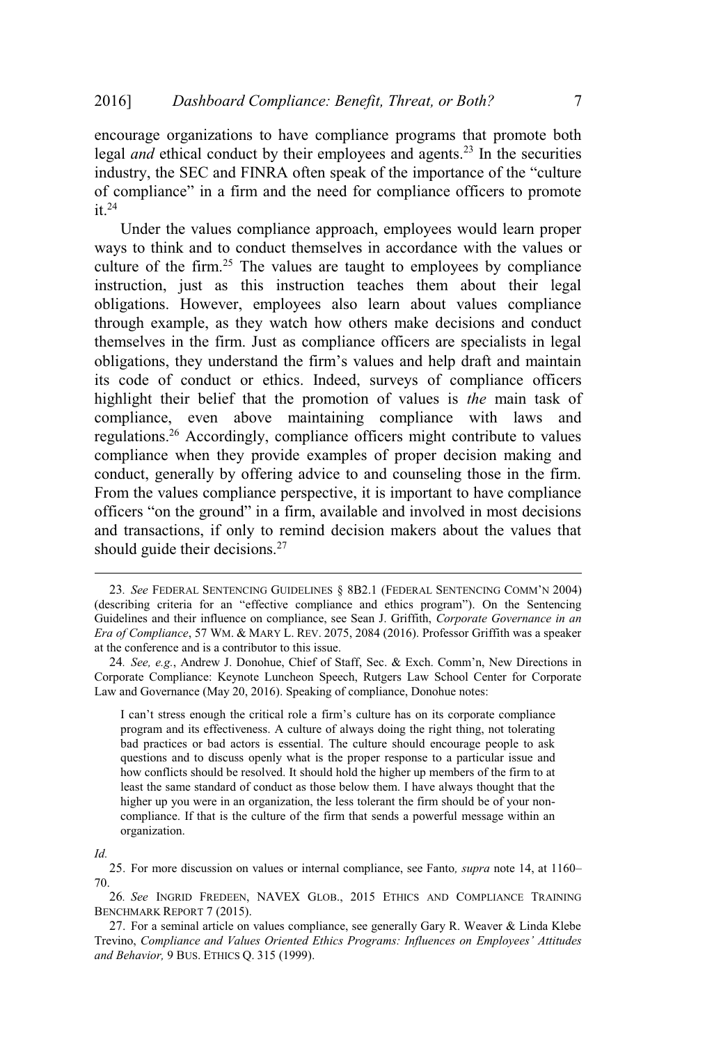encourage organizations to have compliance programs that promote both legal *and* ethical conduct by their employees and agents.[23] In the securities industry, the SEC and FINRA often speak of the importance of the "culture of compliance" in a firm and the need for compliance officers to promote it.[24]

Under the values compliance approach, employees would learn proper ways to think and to conduct themselves in accordance with the values or culture of the firm.[25] The values are taught to employees by compliance instruction, just as this instruction teaches them about their legal obligations. However, employees also learn about values compliance through example, as they watch how others make decisions and conduct themselves in the firm. Just as compliance officers are specialists in legal obligations, they understand the firm's values and help draft and maintain its code of conduct or ethics. Indeed, surveys of compliance officers highlight their belief that the promotion of values is *the* main task of compliance, even above maintaining compliance with laws and regulations.[26] Accordingly, compliance officers might contribute to values compliance when they provide examples of proper decision making and conduct, generally by offering advice to and counseling those in the firm. From the values compliance perspective, it is important to have compliance officers "on the ground" in a firm, available and involved in most decisions and transactions, if only to remind decision makers about the values that should guide their decisions.[27]

---

23. *See* FEDERAL SENTENCING GUIDELINES § 8B2.1 (FEDERAL SENTENCING COMM'N 2004) (describing criteria for an "effective compliance and ethics program"). On the Sentencing Guidelines and their influence on compliance, see Sean J. Griffith, *Corporate Governance in an Era of Compliance*, 57 WM. & MARY L. REV. 2075, 2084 (2016). Professor Griffith was a speaker at the conference and is a contributor to this issue.

24. *See, e.g.*, Andrew J. Donohue, Chief of Staff, Sec. & Exch. Comm'n, New Directions in Corporate Compliance: Keynote Luncheon Speech, Rutgers Law School Center for Corporate Law and Governance (May 20, 2016). Speaking of compliance, Donohue notes:

> I can't stress enough the critical role a firm's culture has on its corporate compliance program and its effectiveness. A culture of always doing the right thing, not tolerating bad practices or bad actors is essential. The culture should encourage people to ask questions and to discuss openly what is the proper response to a particular issue and how conflicts should be resolved. It should hold the higher up members of the firm to at least the same standard of conduct as those below them. I have always thought that the higher up you were in an organization, the less tolerant the firm should be of your non-compliance. If that is the culture of the firm that sends a powerful message within an organization.

*Id.*

25. For more discussion on values or internal compliance, see Fanto, *supra* note 14, at 1160–70.

26. *See* INGRID FREDEEN, NAVEX GLOB., 2015 ETHICS AND COMPLIANCE TRAINING BENCHMARK REPORT 7 (2015).

27. For a seminal article on values compliance, see generally Gary R. Weaver & Linda Klebe Trevino, *Compliance and Values Oriented Ethics Programs: Influences on Employees' Attitudes and Behavior,* 9 BUS. ETHICS Q. 315 (1999).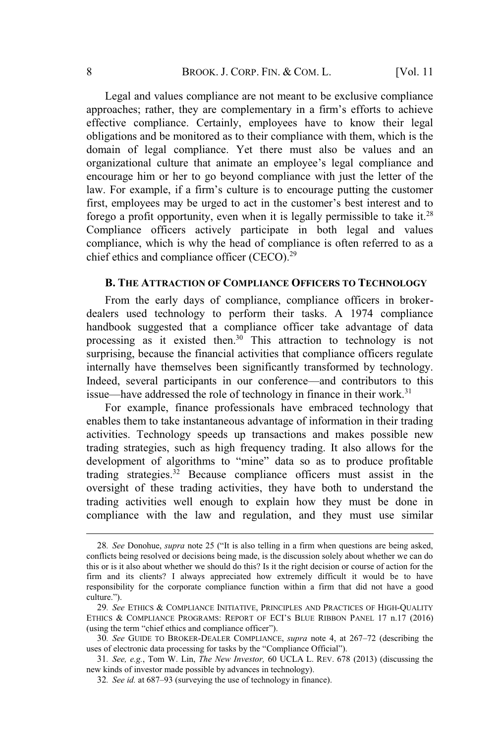Legal and values compliance are not meant to be exclusive compliance approaches; rather, they are complementary in a firm's efforts to achieve effective compliance. Certainly, employees have to know their legal obligations and be monitored as to their compliance with them, which is the domain of legal compliance. Yet there must also be values and an organizational culture that animate an employee's legal compliance and encourage him or her to go beyond compliance with just the letter of the law. For example, if a firm's culture is to encourage putting the customer first, employees may be urged to act in the customer's best interest and to forego a profit opportunity, even when it is legally permissible to take it.[28] Compliance officers actively participate in both legal and values compliance, which is why the head of compliance is often referred to as a chief ethics and compliance officer (CECO).[29]

### B. THE ATTRACTION OF COMPLIANCE OFFICERS TO TECHNOLOGY

From the early days of compliance, compliance officers in broker-dealers used technology to perform their tasks. A 1974 compliance handbook suggested that a compliance officer take advantage of data processing as it existed then.[30] This attraction to technology is not surprising, because the financial activities that compliance officers regulate internally have themselves been significantly transformed by technology. Indeed, several participants in our conference—and contributors to this issue—have addressed the role of technology in finance in their work.[31]

For example, finance professionals have embraced technology that enables them to take instantaneous advantage of information in their trading activities. Technology speeds up transactions and makes possible new trading strategies, such as high frequency trading. It also allows for the development of algorithms to "mine" data so as to produce profitable trading strategies.[32] Because compliance officers must assist in the oversight of these trading activities, they have both to understand the trading activities well enough to explain how they must be done in compliance with the law and regulation, and they must use similar

---

28. *See* Donohue, *supra* note 25 ("It is also telling in a firm when questions are being asked, conflicts being resolved or decisions being made, is the discussion solely about whether we can do this or is it also about whether we should do this? Is it the right decision or course of action for the firm and its clients? I always appreciated how extremely difficult it would be to have responsibility for the corporate compliance function within a firm that did not have a good culture.").

29. *See* ETHICS & COMPLIANCE INITIATIVE, PRINCIPLES AND PRACTICES OF HIGH-QUALITY ETHICS & COMPLIANCE PROGRAMS: REPORT OF ECI'S BLUE RIBBON PANEL 17 n.17 (2016) (using the term "chief ethics and compliance officer").

30. *See* GUIDE TO BROKER-DEALER COMPLIANCE, *supra* note 4, at 267–72 (describing the uses of electronic data processing for tasks by the "Compliance Official").

31. *See, e.g.*, Tom W. Lin, *The New Investor,* 60 UCLA L. REV. 678 (2013) (discussing the new kinds of investor made possible by advances in technology).

32. *See id.* at 687–93 (surveying the use of technology in finance).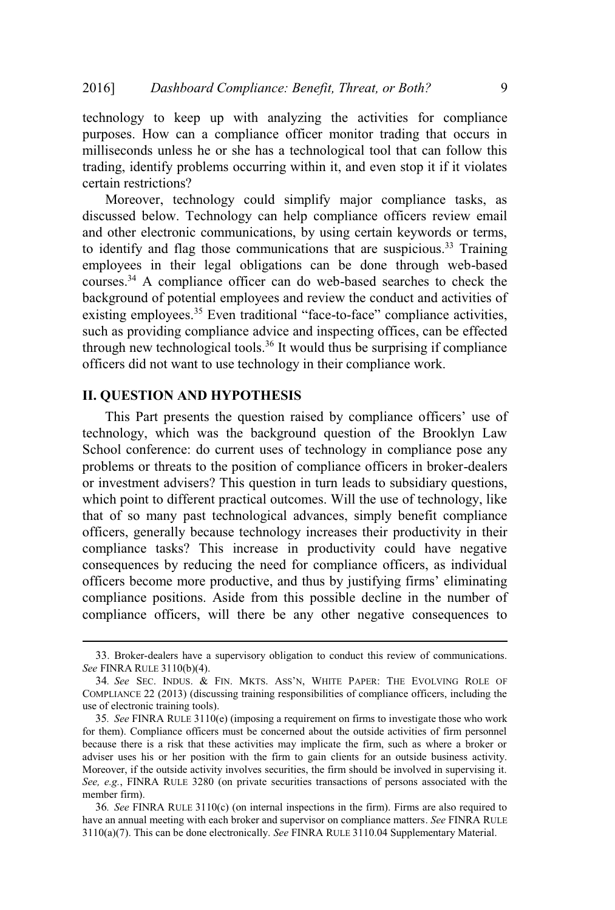technology to keep up with analyzing the activities for compliance purposes. How can a compliance officer monitor trading that occurs in milliseconds unless he or she has a technological tool that can follow this trading, identify problems occurring within it, and even stop it if it violates certain restrictions?

Moreover, technology could simplify major compliance tasks, as discussed below. Technology can help compliance officers review email and other electronic communications, by using certain keywords or terms, to identify and flag those communications that are suspicious.[33] Training employees in their legal obligations can be done through web-based courses.[34] A compliance officer can do web-based searches to check the background of potential employees and review the conduct and activities of existing employees.[35] Even traditional "face-to-face" compliance activities, such as providing compliance advice and inspecting offices, can be effected through new technological tools.[36] It would thus be surprising if compliance officers did not want to use technology in their compliance work.

## II. QUESTION AND HYPOTHESIS

This Part presents the question raised by compliance officers' use of technology, which was the background question of the Brooklyn Law School conference: do current uses of technology in compliance pose any problems or threats to the position of compliance officers in broker-dealers or investment advisers? This question in turn leads to subsidiary questions, which point to different practical outcomes. Will the use of technology, like that of so many past technological advances, simply benefit compliance officers, generally because technology increases their productivity in their compliance tasks? This increase in productivity could have negative consequences by reducing the need for compliance officers, as individual officers become more productive, and thus by justifying firms' eliminating compliance positions. Aside from this possible decline in the number of compliance officers, will there be any other negative consequences to

---

33. Broker-dealers have a supervisory obligation to conduct this review of communications. *See* FINRA RULE 3110(b)(4).

34. *See* SEC. INDUS. & FIN. MKTS. ASS'N, WHITE PAPER: THE EVOLVING ROLE OF COMPLIANCE 22 (2013) (discussing training responsibilities of compliance officers, including the use of electronic training tools).

35. *See* FINRA RULE 3110(e) (imposing a requirement on firms to investigate those who work for them). Compliance officers must be concerned about the outside activities of firm personnel because there is a risk that these activities may implicate the firm, such as where a broker or adviser uses his or her position with the firm to gain clients for an outside business activity. Moreover, if the outside activity involves securities, the firm should be involved in supervising it. *See, e.g.*, FINRA RULE 3280 (on private securities transactions of persons associated with the member firm).

36. *See* FINRA RULE 3110(c) (on internal inspections in the firm). Firms are also required to have an annual meeting with each broker and supervisor on compliance matters. *See* FINRA RULE 3110(a)(7). This can be done electronically. *See* FINRA RULE 3110.04 Supplementary Material.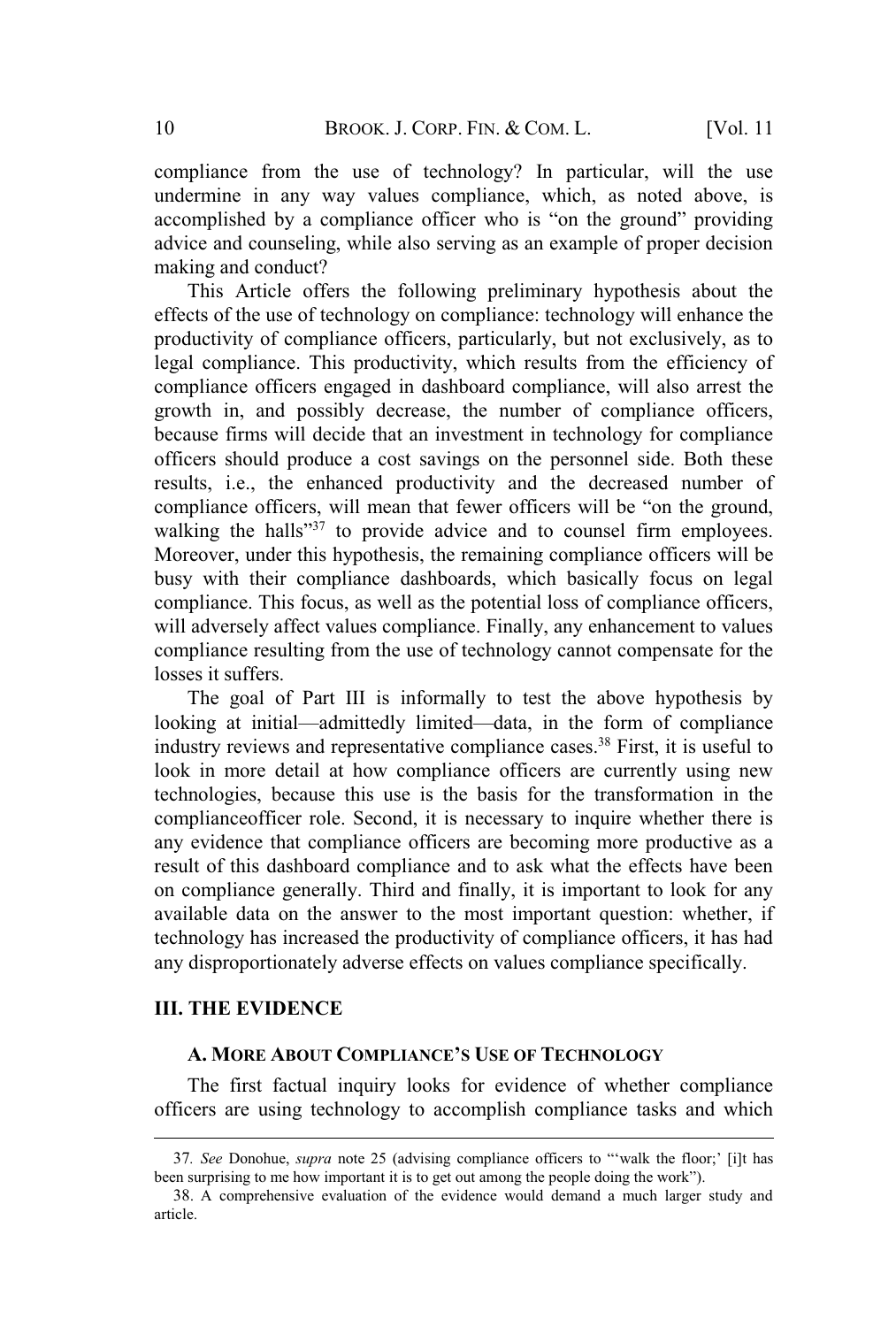compliance from the use of technology? In particular, will the use undermine in any way values compliance, which, as noted above, is accomplished by a compliance officer who is "on the ground" providing advice and counseling, while also serving as an example of proper decision making and conduct?

This Article offers the following preliminary hypothesis about the effects of the use of technology on compliance: technology will enhance the productivity of compliance officers, particularly, but not exclusively, as to legal compliance. This productivity, which results from the efficiency of compliance officers engaged in dashboard compliance, will also arrest the growth in, and possibly decrease, the number of compliance officers, because firms will decide that an investment in technology for compliance officers should produce a cost savings on the personnel side. Both these results, i.e., the enhanced productivity and the decreased number of compliance officers, will mean that fewer officers will be "on the ground, walking the halls"[37] to provide advice and to counsel firm employees. Moreover, under this hypothesis, the remaining compliance officers will be busy with their compliance dashboards, which basically focus on legal compliance. This focus, as well as the potential loss of compliance officers, will adversely affect values compliance. Finally, any enhancement to values compliance resulting from the use of technology cannot compensate for the losses it suffers.

The goal of Part III is informally to test the above hypothesis by looking at initial—admittedly limited—data, in the form of compliance industry reviews and representative compliance cases.[38] First, it is useful to look in more detail at how compliance officers are currently using new technologies, because this use is the basis for the transformation in the complianceofficer role. Second, it is necessary to inquire whether there is any evidence that compliance officers are becoming more productive as a result of this dashboard compliance and to ask what the effects have been on compliance generally. Third and finally, it is important to look for any available data on the answer to the most important question: whether, if technology has increased the productivity of compliance officers, it has had any disproportionately adverse effects on values compliance specifically.

## III. THE EVIDENCE

### A. MORE ABOUT COMPLIANCE'S USE OF TECHNOLOGY

The first factual inquiry looks for evidence of whether compliance officers are using technology to accomplish compliance tasks and which

---

37. *See* Donohue, *supra* note 25 (advising compliance officers to "'walk the floor;' [i]t has been surprising to me how important it is to get out among the people doing the work").

38. A comprehensive evaluation of the evidence would demand a much larger study and article.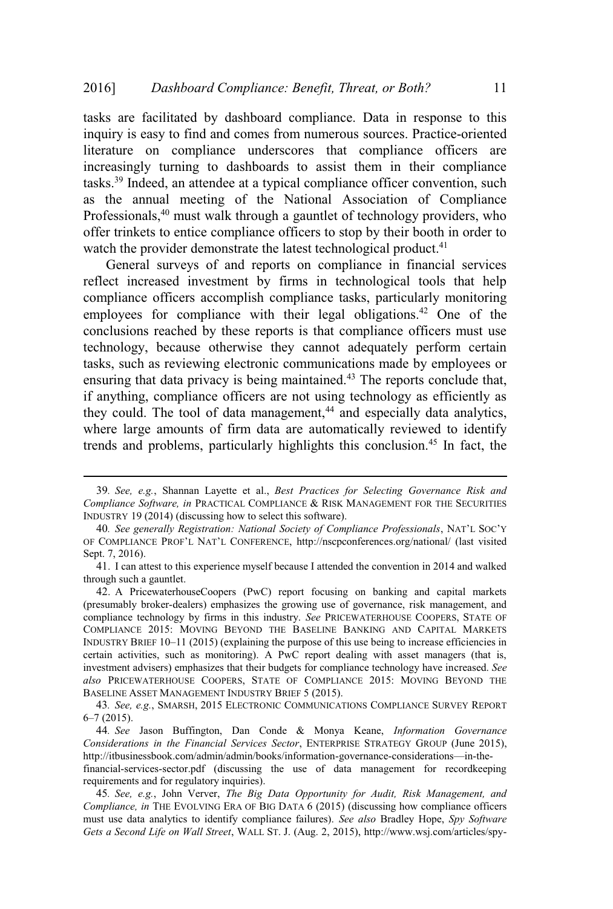tasks are facilitated by dashboard compliance. Data in response to this inquiry is easy to find and comes from numerous sources. Practice-oriented literature on compliance underscores that compliance officers are increasingly turning to dashboards to assist them in their compliance tasks.[39] Indeed, an attendee at a typical compliance officer convention, such as the annual meeting of the National Association of Compliance Professionals,[40] must walk through a gauntlet of technology providers, who offer trinkets to entice compliance officers to stop by their booth in order to watch the provider demonstrate the latest technological product.[41]

General surveys of and reports on compliance in financial services reflect increased investment by firms in technological tools that help compliance officers accomplish compliance tasks, particularly monitoring employees for compliance with their legal obligations.[42] One of the conclusions reached by these reports is that compliance officers must use technology, because otherwise they cannot adequately perform certain tasks, such as reviewing electronic communications made by employees or ensuring that data privacy is being maintained.[43] The reports conclude that, if anything, compliance officers are not using technology as efficiently as they could. The tool of data management,[44] and especially data analytics, where large amounts of firm data are automatically reviewed to identify trends and problems, particularly highlights this conclusion.[45] In fact, the

---

39. *See, e.g.*, Shannan Layette et al., *Best Practices for Selecting Governance Risk and Compliance Software, in* PRACTICAL COMPLIANCE & RISK MANAGEMENT FOR THE SECURITIES INDUSTRY 19 (2014) (discussing how to select this software).

40. *See generally Registration: National Society of Compliance Professionals*, NAT'L SOC'Y OF COMPLIANCE PROF'L NAT'L CONFERENCE, http://nscpconferences.org/national/ (last visited Sept. 7, 2016).

41. I can attest to this experience myself because I attended the convention in 2014 and walked through such a gauntlet.

42. A PricewaterhouseCoopers (PwC) report focusing on banking and capital markets (presumably broker-dealers) emphasizes the growing use of governance, risk management, and compliance technology by firms in this industry. *See* PRICEWATERHOUSE COOPERS, STATE OF COMPLIANCE 2015: MOVING BEYOND THE BASELINE BANKING AND CAPITAL MARKETS INDUSTRY BRIEF 10–11 (2015) (explaining the purpose of this use being to increase efficiencies in certain activities, such as monitoring). A PwC report dealing with asset managers (that is, investment advisers) emphasizes that their budgets for compliance technology have increased. *See also* PRICEWATERHOUSE COOPERS, STATE OF COMPLIANCE 2015: MOVING BEYOND THE BASELINE ASSET MANAGEMENT INDUSTRY BRIEF 5 (2015).

43. *See, e.g.*, SMARSH, 2015 ELECTRONIC COMMUNICATIONS COMPLIANCE SURVEY REPORT 6–7 (2015).

44. *See* Jason Buffington, Dan Conde & Monya Keane, *Information Governance Considerations in the Financial Services Sector*, ENTERPRISE STRATEGY GROUP (June 2015), http://itbusinessbook.com/admin/admin/books/information-governance-considerations—in-the-financial-services-sector.pdf (discussing the use of data management for recordkeeping requirements and for regulatory inquiries).

45. *See, e.g.*, John Verver, *The Big Data Opportunity for Audit, Risk Management, and Compliance, in* THE EVOLVING ERA OF BIG DATA 6 (2015) (discussing how compliance officers must use data analytics to identify compliance failures). *See also* Bradley Hope, *Spy Software Gets a Second Life on Wall Street*, WALL ST. J. (Aug. 2, 2015), http://www.wsj.com/articles/spy-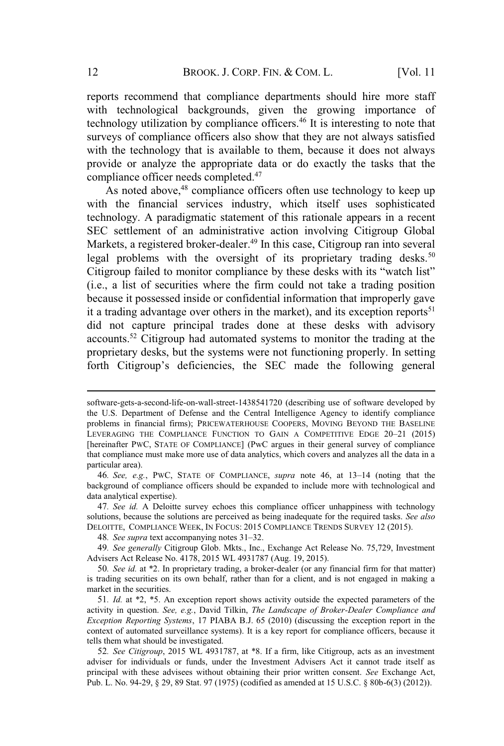reports recommend that compliance departments should hire more staff with technological backgrounds, given the growing importance of technology utilization by compliance officers.[46] It is interesting to note that surveys of compliance officers also show that they are not always satisfied with the technology that is available to them, because it does not always provide or analyze the appropriate data or do exactly the tasks that the compliance officer needs completed.[47]

As noted above,[48] compliance officers often use technology to keep up with the financial services industry, which itself uses sophisticated technology. A paradigmatic statement of this rationale appears in a recent SEC settlement of an administrative action involving Citigroup Global Markets, a registered broker-dealer.[49] In this case, Citigroup ran into several legal problems with the oversight of its proprietary trading desks.[50] Citigroup failed to monitor compliance by these desks with its "watch list" (i.e., a list of securities where the firm could not take a trading position because it possessed inside or confidential information that improperly gave it a trading advantage over others in the market), and its exception reports[51] did not capture principal trades done at these desks with advisory accounts.[52] Citigroup had automated systems to monitor the trading at the proprietary desks, but the systems were not functioning properly. In setting forth Citigroup's deficiencies, the SEC made the following general

---

software-gets-a-second-life-on-wall-street-1438541720 (describing use of software developed by the U.S. Department of Defense and the Central Intelligence Agency to identify compliance problems in financial firms); PRICEWATERHOUSE COOPERS, MOVING BEYOND THE BASELINE LEVERAGING THE COMPLIANCE FUNCTION TO GAIN A COMPETITIVE EDGE 20–21 (2015) [hereinafter PWC, STATE OF COMPLIANCE] (PwC argues in their general survey of compliance that compliance must make more use of data analytics, which covers and analyzes all the data in a particular area).

46. *See, e.g.*, PWC, STATE OF COMPLIANCE, *supra* note 46, at 13–14 (noting that the background of compliance officers should be expanded to include more with technological and data analytical expertise).

47. *See id.* A Deloitte survey echoes this compliance officer unhappiness with technology solutions, because the solutions are perceived as being inadequate for the required tasks. *See also* DELOITTE, COMPLIANCE WEEK, IN FOCUS: 2015 COMPLIANCE TRENDS SURVEY 12 (2015).

48. *See supra* text accompanying notes 31–32.

49. *See generally* Citigroup Glob. Mkts., Inc., Exchange Act Release No. 75,729, Investment Advisers Act Release No. 4178, 2015 WL 4931787 (Aug. 19, 2015).

50. *See id.* at *2. In proprietary trading, a broker-dealer (or any financial firm for that matter) is trading securities on its own behalf, rather than for a client, and is not engaged in making a market in the securities.

51. *Id.* at *2, *5. An exception report shows activity outside the expected parameters of the activity in question. *See, e.g.*, David Tilkin, *The Landscape of Broker-Dealer Compliance and Exception Reporting Systems*, 17 PIABA B.J. 65 (2010) (discussing the exception report in the context of automated surveillance systems). It is a key report for compliance officers, because it tells them what should be investigated.

52. *See Citigroup*, 2015 WL 4931787, at *8. If a firm, like Citigroup, acts as an investment adviser for individuals or funds, under the Investment Advisers Act it cannot trade itself as principal with these advisees without obtaining their prior written consent. *See* Exchange Act, Pub. L. No. 94-29, § 29, 89 Stat. 97 (1975) (codified as amended at 15 U.S.C. § 80b-6(3) (2012)).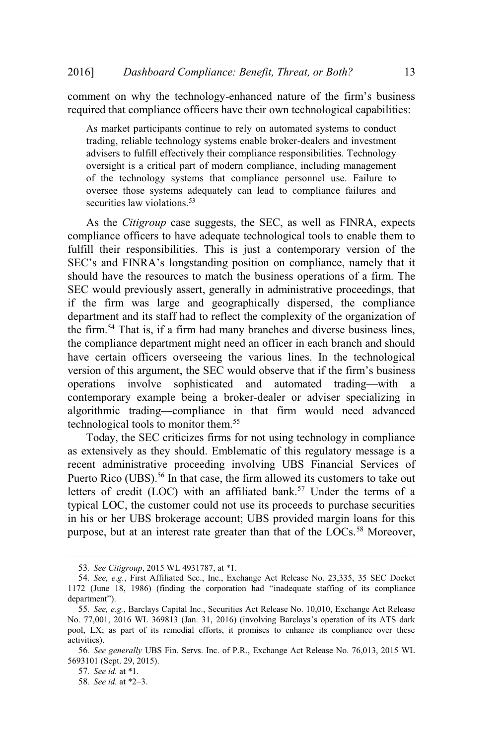comment on why the technology-enhanced nature of the firm's business required that compliance officers have their own technological capabilities:

> As market participants continue to rely on automated systems to conduct trading, reliable technology systems enable broker-dealers and investment advisers to fulfill effectively their compliance responsibilities. Technology oversight is a critical part of modern compliance, including management of the technology systems that compliance personnel use. Failure to oversee those systems adequately can lead to compliance failures and securities law violations.[53]

As the *Citigroup* case suggests, the SEC, as well as FINRA, expects compliance officers to have adequate technological tools to enable them to fulfill their responsibilities. This is just a contemporary version of the SEC's and FINRA's longstanding position on compliance, namely that it should have the resources to match the business operations of a firm. The SEC would previously assert, generally in administrative proceedings, that if the firm was large and geographically dispersed, the compliance department and its staff had to reflect the complexity of the organization of the firm.[54] That is, if a firm had many branches and diverse business lines, the compliance department might need an officer in each branch and should have certain officers overseeing the various lines. In the technological version of this argument, the SEC would observe that if the firm's business operations involve sophisticated and automated trading—with a contemporary example being a broker-dealer or adviser specializing in algorithmic trading—compliance in that firm would need advanced technological tools to monitor them.[55]

Today, the SEC criticizes firms for not using technology in compliance as extensively as they should. Emblematic of this regulatory message is a recent administrative proceeding involving UBS Financial Services of Puerto Rico (UBS).[56] In that case, the firm allowed its customers to take out letters of credit (LOC) with an affiliated bank.[57] Under the terms of a typical LOC, the customer could not use its proceeds to purchase securities in his or her UBS brokerage account; UBS provided margin loans for this purpose, but at an interest rate greater than that of the LOCs.[58] Moreover,

---

53. *See Citigroup*, 2015 WL 4931787, at *1.

54. *See, e.g.*, First Affiliated Sec., Inc., Exchange Act Release No. 23,335, 35 SEC Docket 1172 (June 18, 1986) (finding the corporation had "inadequate staffing of its compliance department").

55. *See, e.g.*, Barclays Capital Inc., Securities Act Release No. 10,010, Exchange Act Release No. 77,001, 2016 WL 369813 (Jan. 31, 2016) (involving Barclays's operation of its ATS dark pool, LX; as part of its remedial efforts, it promises to enhance its compliance over these activities).

56. *See generally* UBS Fin. Servs. Inc. of P.R., Exchange Act Release No. 76,013, 2015 WL 5693101 (Sept. 29, 2015).

57. *See id.* at *1.

58. *See id.* at *2–3.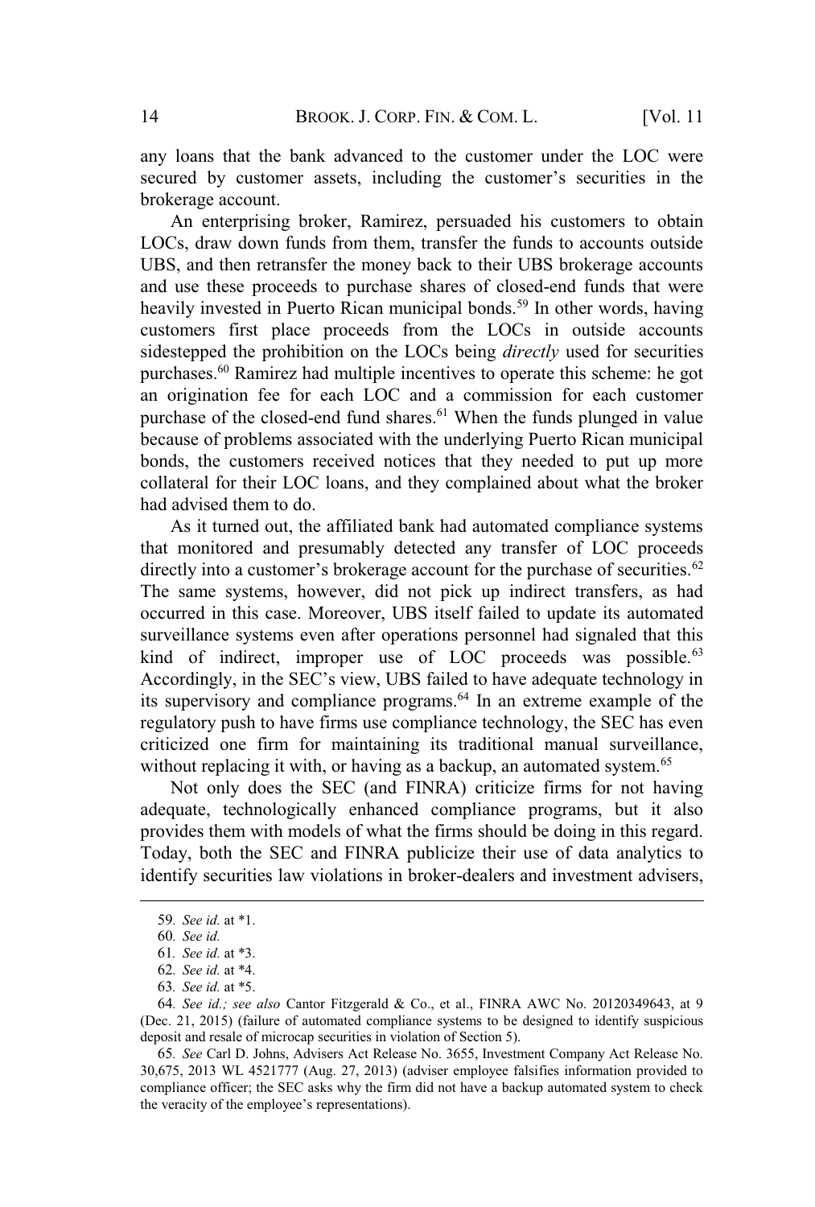any loans that the bank advanced to the customer under the LOC were secured by customer assets, including the customer's securities in the brokerage account.

An enterprising broker, Ramirez, persuaded his customers to obtain LOCs, draw down funds from them, transfer the funds to accounts outside UBS, and then retransfer the money back to their UBS brokerage accounts and use these proceeds to purchase shares of closed-end funds that were heavily invested in Puerto Rican municipal bonds.[59] In other words, having customers first place proceeds from the LOCs in outside accounts sidestepped the prohibition on the LOCs being *directly* used for securities purchases.[60] Ramirez had multiple incentives to operate this scheme: he got an origination fee for each LOC and a commission for each customer purchase of the closed-end fund shares.[61] When the funds plunged in value because of problems associated with the underlying Puerto Rican municipal bonds, the customers received notices that they needed to put up more collateral for their LOC loans, and they complained about what the broker had advised them to do.

As it turned out, the affiliated bank had automated compliance systems that monitored and presumably detected any transfer of LOC proceeds directly into a customer's brokerage account for the purchase of securities.[62] The same systems, however, did not pick up indirect transfers, as had occurred in this case. Moreover, UBS itself failed to update its automated surveillance systems even after operations personnel had signaled that this kind of indirect, improper use of LOC proceeds was possible.[63] Accordingly, in the SEC's view, UBS failed to have adequate technology in its supervisory and compliance programs.[64] In an extreme example of the regulatory push to have firms use compliance technology, the SEC has even criticized one firm for maintaining its traditional manual surveillance, without replacing it with, or having as a backup, an automated system.[65]

Not only does the SEC (and FINRA) criticize firms for not having adequate, technologically enhanced compliance programs, but it also provides them with models of what the firms should be doing in this regard. Today, both the SEC and FINRA publicize their use of data analytics to identify securities law violations in broker-dealers and investment advisers,

---

59. *See id.* at *1.

60. *See id.*

61. *See id.* at *3.

62. *See id.* at *4.

63. *See id.* at *5.

64. *See id.; see also* Cantor Fitzgerald & Co., et al., FINRA AWC No. 20120349643, at 9 (Dec. 21, 2015) (failure of automated compliance systems to be designed to identify suspicious deposit and resale of microcap securities in violation of Section 5).

65. *See* Carl D. Johns, Advisers Act Release No. 3655, Investment Company Act Release No. 30,675, 2013 WL 4521777 (Aug. 27, 2013) (adviser employee falsifies information provided to compliance officer; the SEC asks why the firm did not have a backup automated system to check the veracity of the employee's representations).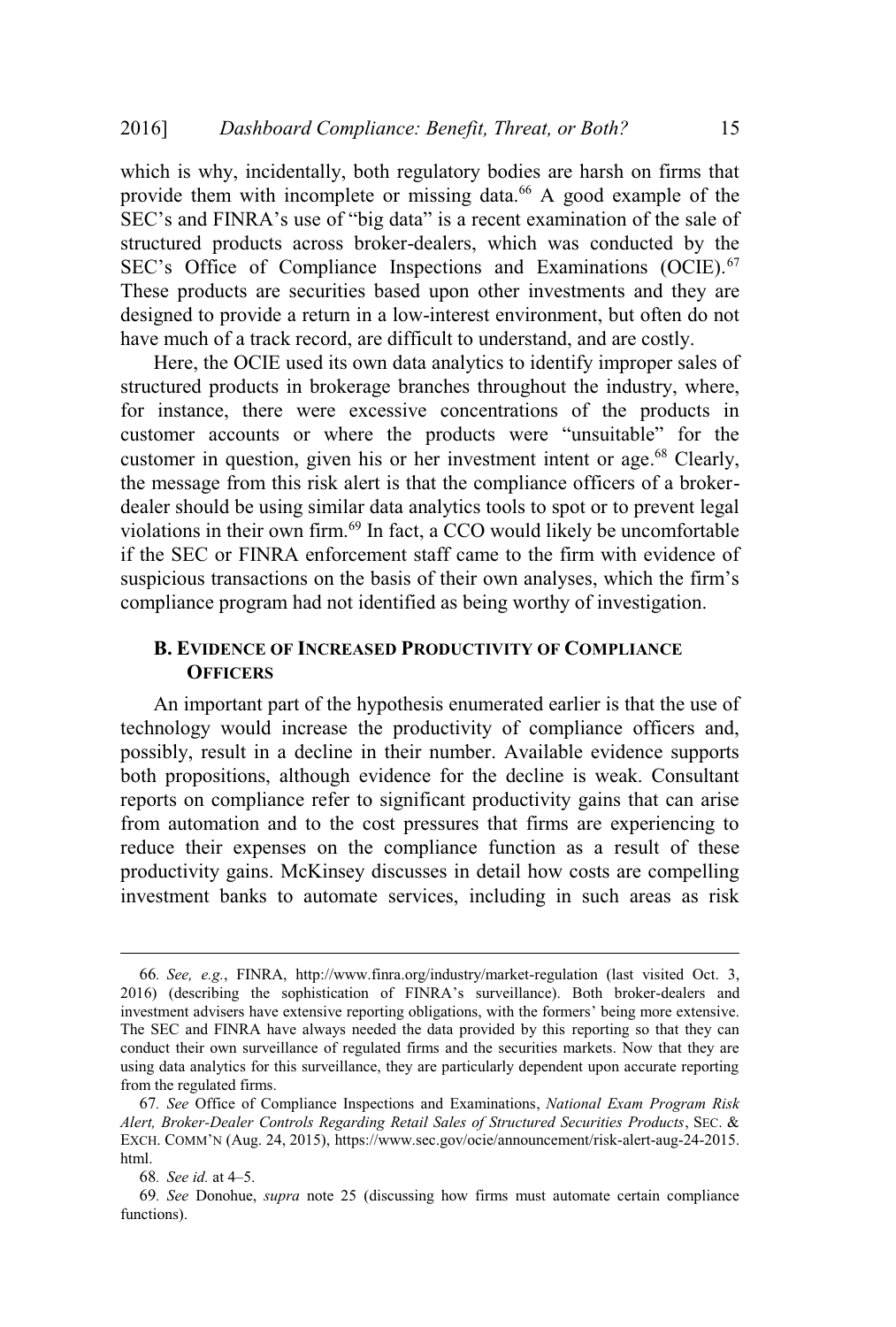which is why, incidentally, both regulatory bodies are harsh on firms that provide them with incomplete or missing data.[66] A good example of the SEC's and FINRA's use of "big data" is a recent examination of the sale of structured products across broker-dealers, which was conducted by the SEC's Office of Compliance Inspections and Examinations (OCIE).[67] These products are securities based upon other investments and they are designed to provide a return in a low-interest environment, but often do not have much of a track record, are difficult to understand, and are costly.

Here, the OCIE used its own data analytics to identify improper sales of structured products in brokerage branches throughout the industry, where, for instance, there were excessive concentrations of the products in customer accounts or where the products were "unsuitable" for the customer in question, given his or her investment intent or age.[68] Clearly, the message from this risk alert is that the compliance officers of a broker-dealer should be using similar data analytics tools to spot or to prevent legal violations in their own firm.[69] In fact, a CCO would likely be uncomfortable if the SEC or FINRA enforcement staff came to the firm with evidence of suspicious transactions on the basis of their own analyses, which the firm's compliance program had not identified as being worthy of investigation.

### B. Evidence of Increased Productivity of Compliance Officers

An important part of the hypothesis enumerated earlier is that the use of technology would increase the productivity of compliance officers and, possibly, result in a decline in their number. Available evidence supports both propositions, although evidence for the decline is weak. Consultant reports on compliance refer to significant productivity gains that can arise from automation and to the cost pressures that firms are experiencing to reduce their expenses on the compliance function as a result of these productivity gains. McKinsey discusses in detail how costs are compelling investment banks to automate services, including in such areas as risk

---

66. *See, e.g.*, FINRA, http://www.finra.org/industry/market-regulation (last visited Oct. 3, 2016) (describing the sophistication of FINRA's surveillance). Both broker-dealers and investment advisers have extensive reporting obligations, with the formers' being more extensive. The SEC and FINRA have always needed the data provided by this reporting so that they can conduct their own surveillance of regulated firms and the securities markets. Now that they are using data analytics for this surveillance, they are particularly dependent upon accurate reporting from the regulated firms.

67. *See* Office of Compliance Inspections and Examinations, *National Exam Program Risk Alert, Broker-Dealer Controls Regarding Retail Sales of Structured Securities Products*, SEC. & EXCH. COMM'N (Aug. 24, 2015), https://www.sec.gov/ocie/announcement/risk-alert-aug-24-2015.html.

68. *See id.* at 4–5.

69. *See* Donohue, *supra* note 25 (discussing how firms must automate certain compliance functions).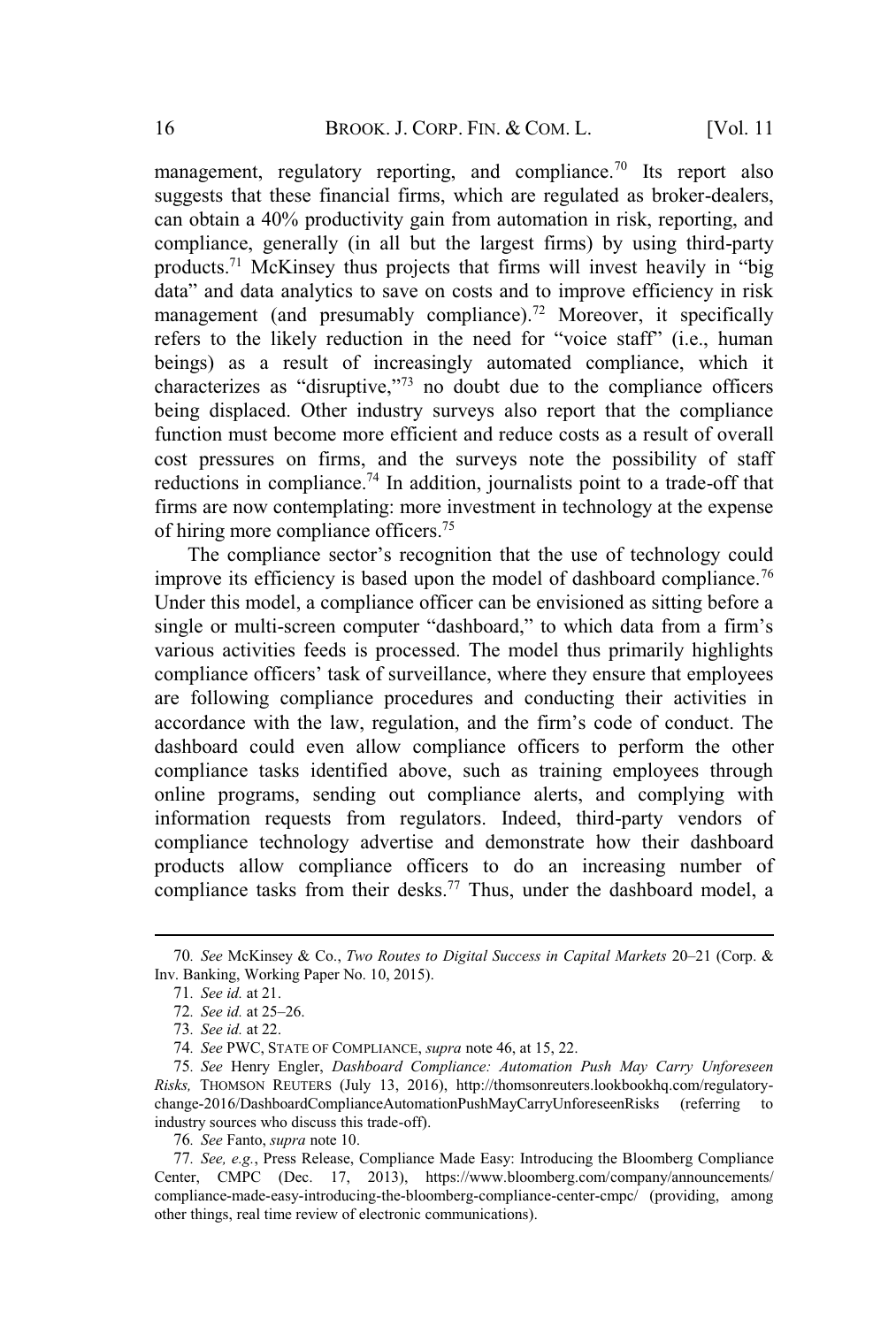management, regulatory reporting, and compliance.[70] Its report also suggests that these financial firms, which are regulated as broker-dealers, can obtain a 40% productivity gain from automation in risk, reporting, and compliance, generally (in all but the largest firms) by using third-party products.[71] McKinsey thus projects that firms will invest heavily in "big data" and data analytics to save on costs and to improve efficiency in risk management (and presumably compliance).[72] Moreover, it specifically refers to the likely reduction in the need for "voice staff" (i.e., human beings) as a result of increasingly automated compliance, which it characterizes as "disruptive,"[73] no doubt due to the compliance officers being displaced. Other industry surveys also report that the compliance function must become more efficient and reduce costs as a result of overall cost pressures on firms, and the surveys note the possibility of staff reductions in compliance.[74] In addition, journalists point to a trade-off that firms are now contemplating: more investment in technology at the expense of hiring more compliance officers.[75]

The compliance sector's recognition that the use of technology could improve its efficiency is based upon the model of dashboard compliance.[76] Under this model, a compliance officer can be envisioned as sitting before a single or multi-screen computer "dashboard," to which data from a firm's various activities feeds is processed. The model thus primarily highlights compliance officers' task of surveillance, where they ensure that employees are following compliance procedures and conducting their activities in accordance with the law, regulation, and the firm's code of conduct. The dashboard could even allow compliance officers to perform the other compliance tasks identified above, such as training employees through online programs, sending out compliance alerts, and complying with information requests from regulators. Indeed, third-party vendors of compliance technology advertise and demonstrate how their dashboard products allow compliance officers to do an increasing number of compliance tasks from their desks.[77] Thus, under the dashboard model, a

---

70. *See* McKinsey & Co., *Two Routes to Digital Success in Capital Markets* 20–21 (Corp. & Inv. Banking, Working Paper No. 10, 2015).

71. *See id.* at 21.

72. *See id.* at 25–26.

73. *See id.* at 22.

74. *See* PWC, STATE OF COMPLIANCE, *supra* note 46, at 15, 22.

75. *See* Henry Engler, *Dashboard Compliance: Automation Push May Carry Unforeseen Risks,* THOMSON REUTERS (July 13, 2016), http://thomsonreuters.lookbookhq.com/regulatory-change-2016/DashboardComplianceAutomationPushMayCarryUnforeseenRisks (referring to industry sources who discuss this trade-off).

76. *See* Fanto, *supra* note 10.

77. *See, e.g.*, Press Release, Compliance Made Easy: Introducing the Bloomberg Compliance Center, CMPC (Dec. 17, 2013), https://www.bloomberg.com/company/announcements/compliance-made-easy-introducing-the-bloomberg-compliance-center-cmpc/ (providing, among other things, real time review of electronic communications).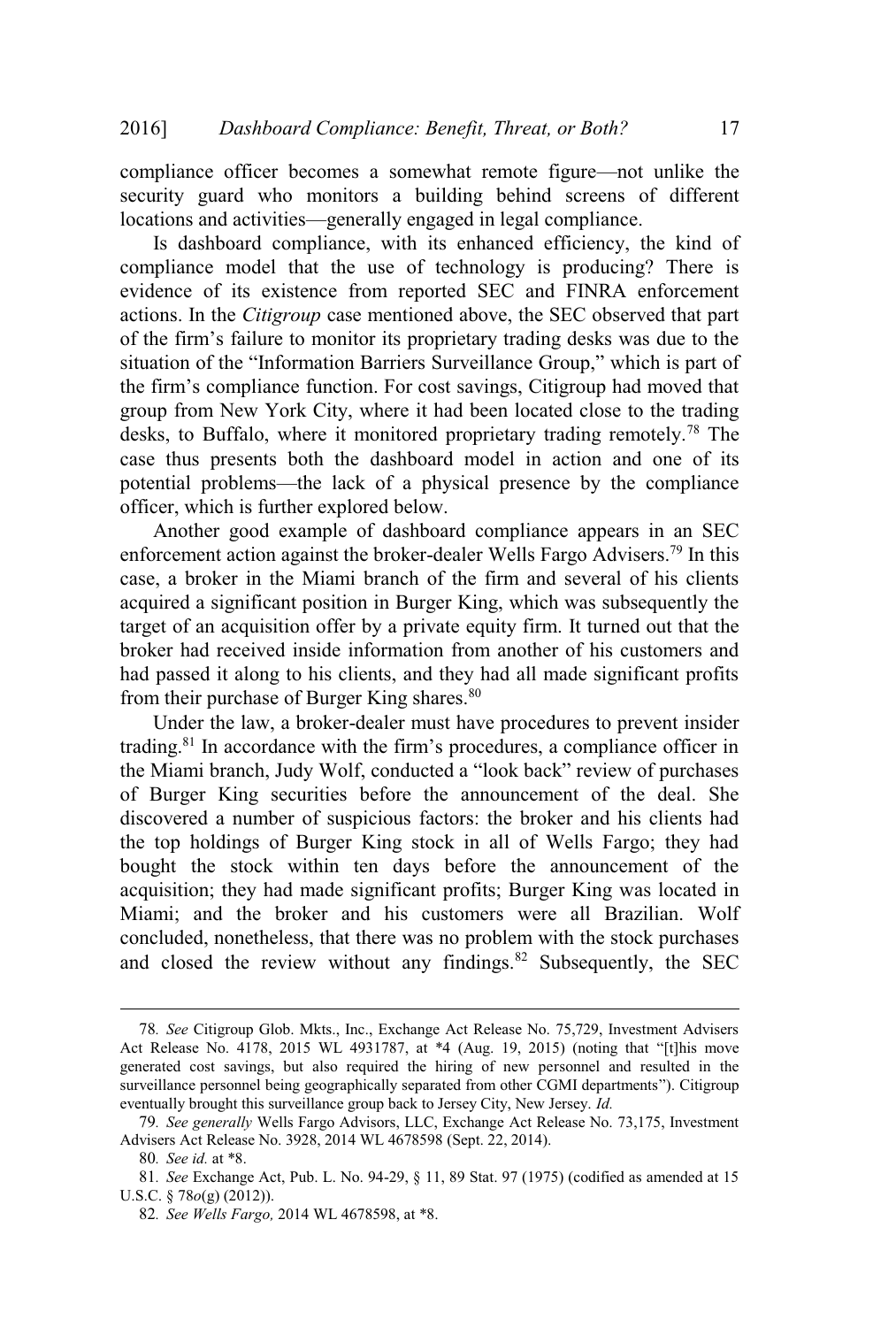compliance officer becomes a somewhat remote figure—not unlike the security guard who monitors a building behind screens of different locations and activities—generally engaged in legal compliance.

Is dashboard compliance, with its enhanced efficiency, the kind of compliance model that the use of technology is producing? There is evidence of its existence from reported SEC and FINRA enforcement actions. In the *Citigroup* case mentioned above, the SEC observed that part of the firm's failure to monitor its proprietary trading desks was due to the situation of the "Information Barriers Surveillance Group," which is part of the firm's compliance function. For cost savings, Citigroup had moved that group from New York City, where it had been located close to the trading desks, to Buffalo, where it monitored proprietary trading remotely.[78] The case thus presents both the dashboard model in action and one of its potential problems—the lack of a physical presence by the compliance officer, which is further explored below.

Another good example of dashboard compliance appears in an SEC enforcement action against the broker-dealer Wells Fargo Advisers.[79] In this case, a broker in the Miami branch of the firm and several of his clients acquired a significant position in Burger King, which was subsequently the target of an acquisition offer by a private equity firm. It turned out that the broker had received inside information from another of his customers and had passed it along to his clients, and they had all made significant profits from their purchase of Burger King shares.[80]

Under the law, a broker-dealer must have procedures to prevent insider trading.[81] In accordance with the firm's procedures, a compliance officer in the Miami branch, Judy Wolf, conducted a "look back" review of purchases of Burger King securities before the announcement of the deal. She discovered a number of suspicious factors: the broker and his clients had the top holdings of Burger King stock in all of Wells Fargo; they had bought the stock within ten days before the announcement of the acquisition; they had made significant profits; Burger King was located in Miami; and the broker and his customers were all Brazilian. Wolf concluded, nonetheless, that there was no problem with the stock purchases and closed the review without any findings.[82] Subsequently, the SEC

---

78. *See* Citigroup Glob. Mkts., Inc., Exchange Act Release No. 75,729, Investment Advisers Act Release No. 4178, 2015 WL 4931787, at *4 (Aug. 19, 2015) (noting that "[t]his move generated cost savings, but also required the hiring of new personnel and resulted in the surveillance personnel being geographically separated from other CGMI departments"). Citigroup eventually brought this surveillance group back to Jersey City, New Jersey. *Id.*

79. *See generally* Wells Fargo Advisors, LLC, Exchange Act Release No. 73,175, Investment Advisers Act Release No. 3928, 2014 WL 4678598 (Sept. 22, 2014).

80. *See id.* at *8.

81. *See* Exchange Act, Pub. L. No. 94-29, § 11, 89 Stat. 97 (1975) (codified as amended at 15 U.S.C. § 78*o*(g) (2012)).

82. *See Wells Fargo,* 2014 WL 4678598, at *8.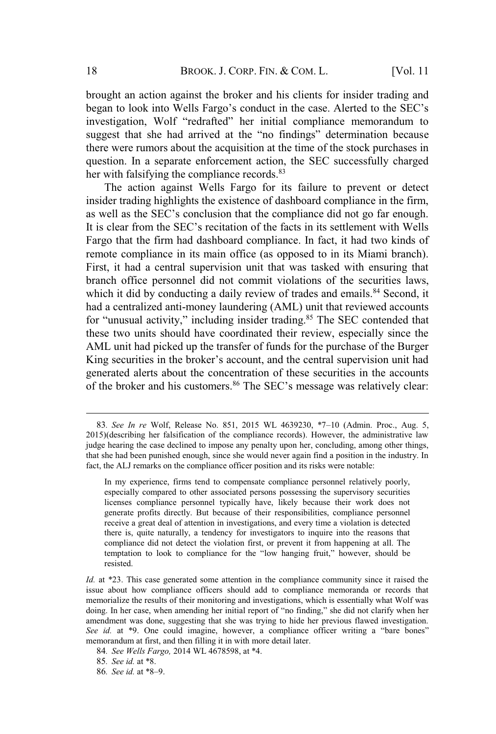brought an action against the broker and his clients for insider trading and began to look into Wells Fargo's conduct in the case. Alerted to the SEC's investigation, Wolf "redrafted" her initial compliance memorandum to suggest that she had arrived at the "no findings" determination because there were rumors about the acquisition at the time of the stock purchases in question. In a separate enforcement action, the SEC successfully charged her with falsifying the compliance records.[83]

The action against Wells Fargo for its failure to prevent or detect insider trading highlights the existence of dashboard compliance in the firm, as well as the SEC's conclusion that the compliance did not go far enough. It is clear from the SEC's recitation of the facts in its settlement with Wells Fargo that the firm had dashboard compliance. In fact, it had two kinds of remote compliance in its main office (as opposed to in its Miami branch). First, it had a central supervision unit that was tasked with ensuring that branch office personnel did not commit violations of the securities laws, which it did by conducting a daily review of trades and emails.[84] Second, it had a centralized anti-money laundering (AML) unit that reviewed accounts for "unusual activity," including insider trading.[85] The SEC contended that these two units should have coordinated their review, especially since the AML unit had picked up the transfer of funds for the purchase of the Burger King securities in the broker's account, and the central supervision unit had generated alerts about the concentration of these securities in the accounts of the broker and his customers.[86] The SEC's message was relatively clear:

---

83. *See In re* Wolf, Release No. 851, 2015 WL 4639230, *7–10 (Admin. Proc., Aug. 5, 2015)(describing her falsification of the compliance records). However, the administrative law judge hearing the case declined to impose any penalty upon her, concluding, among other things, that she had been punished enough, since she would never again find a position in the industry. In fact, the ALJ remarks on the compliance officer position and its risks were notable:

> In my experience, firms tend to compensate compliance personnel relatively poorly, especially compared to other associated persons possessing the supervisory securities licenses compliance personnel typically have, likely because their work does not generate profits directly. But because of their responsibilities, compliance personnel receive a great deal of attention in investigations, and every time a violation is detected there is, quite naturally, a tendency for investigators to inquire into the reasons that compliance did not detect the violation first, or prevent it from happening at all. The temptation to look to compliance for the "low hanging fruit," however, should be resisted.

*Id.* at *23. This case generated some attention in the compliance community since it raised the issue about how compliance officers should add to compliance memoranda or records that memorialize the results of their monitoring and investigations, which is essentially what Wolf was doing. In her case, when amending her initial report of "no finding," she did not clarify when her amendment was done, suggesting that she was trying to hide her previous flawed investigation. *See id.* at *9. One could imagine, however, a compliance officer writing a "bare bones" memorandum at first, and then filling it in with more detail later.

84. *See Wells Fargo,* 2014 WL 4678598, at *4.

85. *See id.* at *8.

86. *See id.* at *8–9.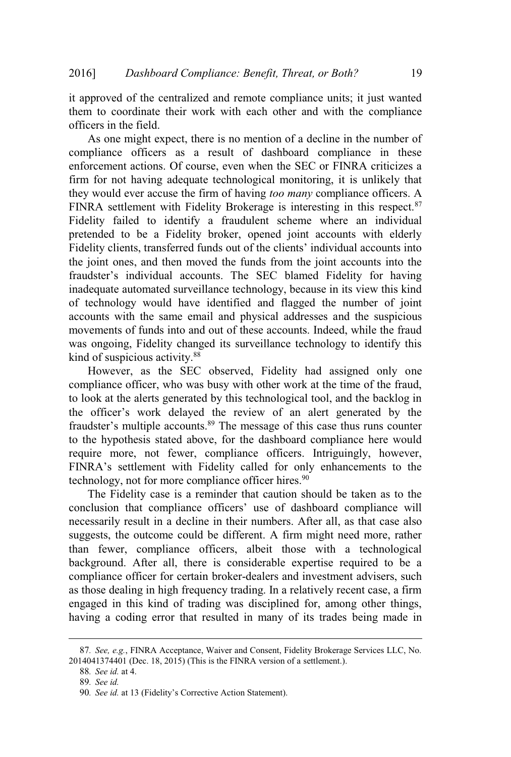it approved of the centralized and remote compliance units; it just wanted them to coordinate their work with each other and with the compliance officers in the field.

As one might expect, there is no mention of a decline in the number of compliance officers as a result of dashboard compliance in these enforcement actions. Of course, even when the SEC or FINRA criticizes a firm for not having adequate technological monitoring, it is unlikely that they would ever accuse the firm of having *too many* compliance officers. A FINRA settlement with Fidelity Brokerage is interesting in this respect.[87] Fidelity failed to identify a fraudulent scheme where an individual pretended to be a Fidelity broker, opened joint accounts with elderly Fidelity clients, transferred funds out of the clients' individual accounts into the joint ones, and then moved the funds from the joint accounts into the fraudster's individual accounts. The SEC blamed Fidelity for having inadequate automated surveillance technology, because in its view this kind of technology would have identified and flagged the number of joint accounts with the same email and physical addresses and the suspicious movements of funds into and out of these accounts. Indeed, while the fraud was ongoing, Fidelity changed its surveillance technology to identify this kind of suspicious activity.[88]

However, as the SEC observed, Fidelity had assigned only one compliance officer, who was busy with other work at the time of the fraud, to look at the alerts generated by this technological tool, and the backlog in the officer's work delayed the review of an alert generated by the fraudster's multiple accounts.[89] The message of this case thus runs counter to the hypothesis stated above, for the dashboard compliance here would require more, not fewer, compliance officers. Intriguingly, however, FINRA's settlement with Fidelity called for only enhancements to the technology, not for more compliance officer hires.[90]

The Fidelity case is a reminder that caution should be taken as to the conclusion that compliance officers' use of dashboard compliance will necessarily result in a decline in their numbers. After all, as that case also suggests, the outcome could be different. A firm might need more, rather than fewer, compliance officers, albeit those with a technological background. After all, there is considerable expertise required to be a compliance officer for certain broker-dealers and investment advisers, such as those dealing in high frequency trading. In a relatively recent case, a firm engaged in this kind of trading was disciplined for, among other things, having a coding error that resulted in many of its trades being made in

---

87. *See, e.g.*, FINRA Acceptance, Waiver and Consent, Fidelity Brokerage Services LLC, No. 2014041374401 (Dec. 18, 2015) (This is the FINRA version of a settlement.).

88. *See id.* at 4.

89. *See id.*

90. *See id.* at 13 (Fidelity's Corrective Action Statement).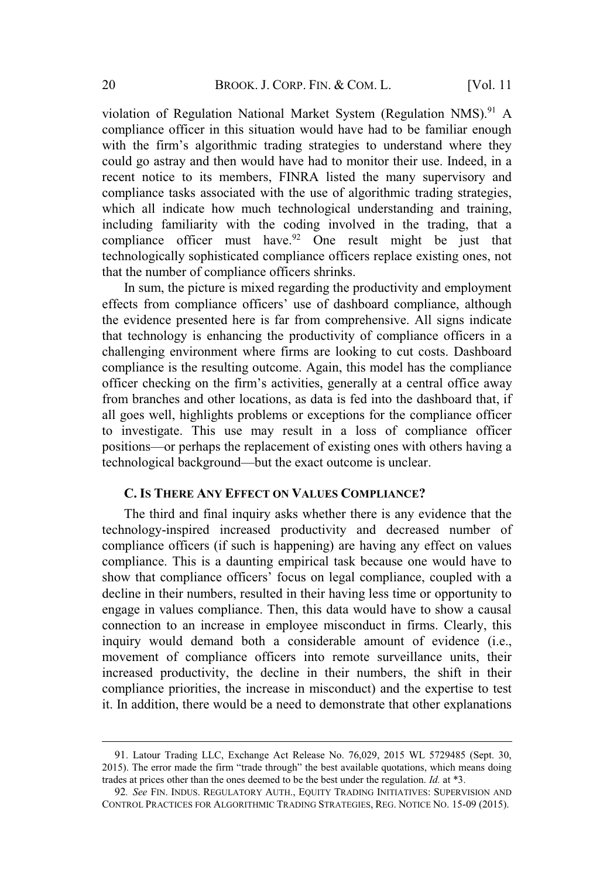violation of Regulation National Market System (Regulation NMS).[91] A compliance officer in this situation would have had to be familiar enough with the firm's algorithmic trading strategies to understand where they could go astray and then would have had to monitor their use. Indeed, in a recent notice to its members, FINRA listed the many supervisory and compliance tasks associated with the use of algorithmic trading strategies, which all indicate how much technological understanding and training, including familiarity with the coding involved in the trading, that a compliance officer must have.[92] One result might be just that technologically sophisticated compliance officers replace existing ones, not that the number of compliance officers shrinks.

In sum, the picture is mixed regarding the productivity and employment effects from compliance officers' use of dashboard compliance, although the evidence presented here is far from comprehensive. All signs indicate that technology is enhancing the productivity of compliance officers in a challenging environment where firms are looking to cut costs. Dashboard compliance is the resulting outcome. Again, this model has the compliance officer checking on the firm's activities, generally at a central office away from branches and other locations, as data is fed into the dashboard that, if all goes well, highlights problems or exceptions for the compliance officer to investigate. This use may result in a loss of compliance officer positions—or perhaps the replacement of existing ones with others having a technological background—but the exact outcome is unclear.

### C. Is There Any Effect on Values Compliance?

The third and final inquiry asks whether there is any evidence that the technology-inspired increased productivity and decreased number of compliance officers (if such is happening) are having any effect on values compliance. This is a daunting empirical task because one would have to show that compliance officers' focus on legal compliance, coupled with a decline in their numbers, resulted in their having less time or opportunity to engage in values compliance. Then, this data would have to show a causal connection to an increase in employee misconduct in firms. Clearly, this inquiry would demand both a considerable amount of evidence (i.e., movement of compliance officers into remote surveillance units, their increased productivity, the decline in their numbers, the shift in their compliance priorities, the increase in misconduct) and the expertise to test it. In addition, there would be a need to demonstrate that other explanations

---

91. Latour Trading LLC, Exchange Act Release No. 76,029, 2015 WL 5729485 (Sept. 30, 2015). The error made the firm "trade through" the best available quotations, which means doing trades at prices other than the ones deemed to be the best under the regulation. *Id.* at *3.

92. *See* FIN. INDUS. REGULATORY AUTH., EQUITY TRADING INITIATIVES: SUPERVISION AND CONTROL PRACTICES FOR ALGORITHMIC TRADING STRATEGIES, REG. NOTICE NO. 15-09 (2015).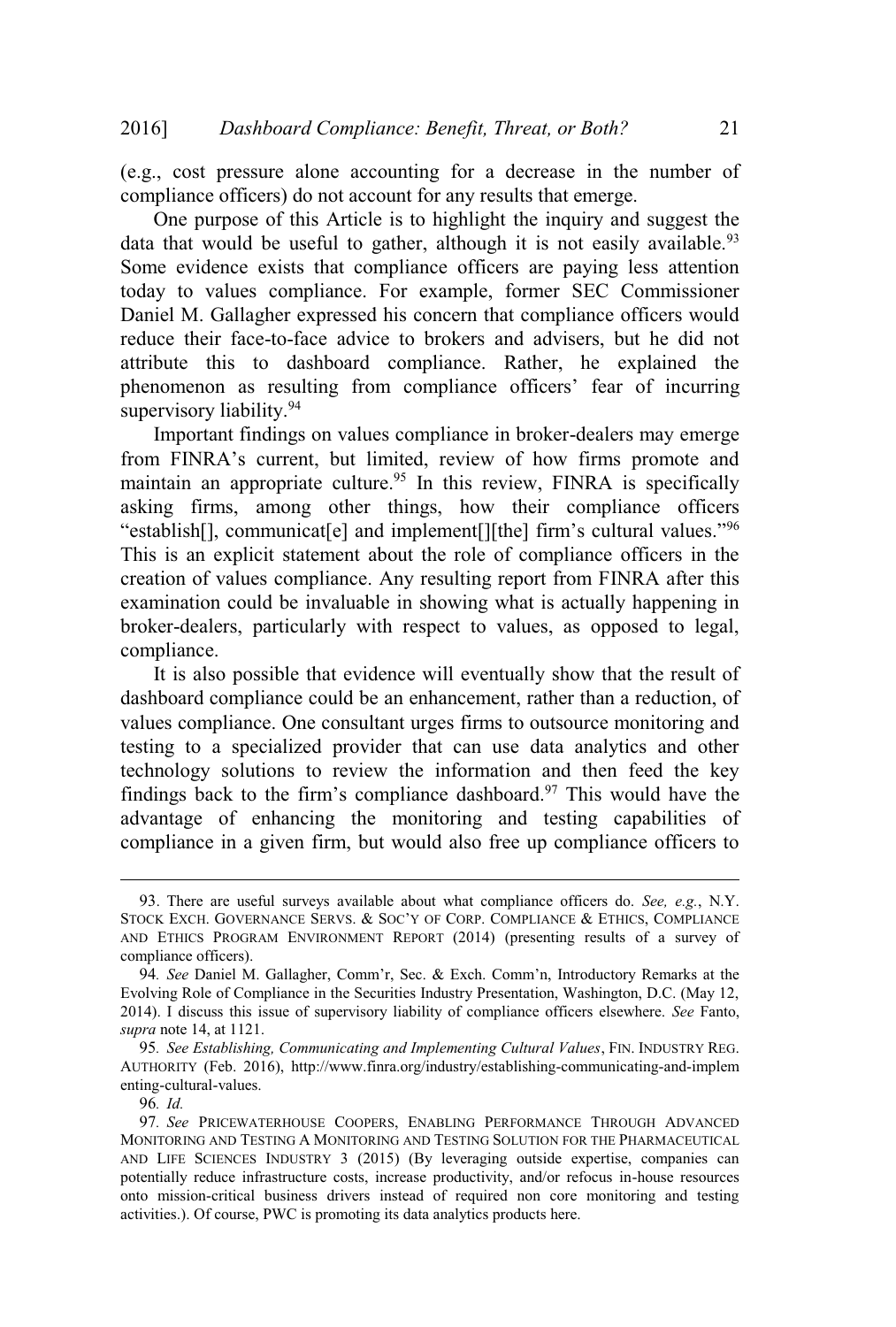(e.g., cost pressure alone accounting for a decrease in the number of compliance officers) do not account for any results that emerge.

One purpose of this Article is to highlight the inquiry and suggest the data that would be useful to gather, although it is not easily available.[93] Some evidence exists that compliance officers are paying less attention today to values compliance. For example, former SEC Commissioner Daniel M. Gallagher expressed his concern that compliance officers would reduce their face-to-face advice to brokers and advisers, but he did not attribute this to dashboard compliance. Rather, he explained the phenomenon as resulting from compliance officers' fear of incurring supervisory liability.[94]

Important findings on values compliance in broker-dealers may emerge from FINRA's current, but limited, review of how firms promote and maintain an appropriate culture.[95] In this review, FINRA is specifically asking firms, among other things, how their compliance officers "establish[], communicat[e] and implement[][the] firm's cultural values."[96] This is an explicit statement about the role of compliance officers in the creation of values compliance. Any resulting report from FINRA after this examination could be invaluable in showing what is actually happening in broker-dealers, particularly with respect to values, as opposed to legal, compliance.

It is also possible that evidence will eventually show that the result of dashboard compliance could be an enhancement, rather than a reduction, of values compliance. One consultant urges firms to outsource monitoring and testing to a specialized provider that can use data analytics and other technology solutions to review the information and then feed the key findings back to the firm's compliance dashboard.[97] This would have the advantage of enhancing the monitoring and testing capabilities of compliance in a given firm, but would also free up compliance officers to

---

93. There are useful surveys available about what compliance officers do. *See, e.g.*, N.Y. STOCK EXCH. GOVERNANCE SERVS. & SOC'Y OF CORP. COMPLIANCE & ETHICS, COMPLIANCE AND ETHICS PROGRAM ENVIRONMENT REPORT (2014) (presenting results of a survey of compliance officers).

94. *See* Daniel M. Gallagher, Comm'r, Sec. & Exch. Comm'n, Introductory Remarks at the Evolving Role of Compliance in the Securities Industry Presentation, Washington, D.C. (May 12, 2014). I discuss this issue of supervisory liability of compliance officers elsewhere. *See* Fanto, *supra* note 14, at 1121.

95. *See Establishing, Communicating and Implementing Cultural Values*, FIN. INDUSTRY REG. AUTHORITY (Feb. 2016), http://www.finra.org/industry/establishing-communicating-and-implementing-cultural-values.

96. *Id.*

97. *See* PRICEWATERHOUSE COOPERS, ENABLING PERFORMANCE THROUGH ADVANCED MONITORING AND TESTING A MONITORING AND TESTING SOLUTION FOR THE PHARMACEUTICAL AND LIFE SCIENCES INDUSTRY 3 (2015) (By leveraging outside expertise, companies can potentially reduce infrastructure costs, increase productivity, and/or refocus in-house resources onto mission-critical business drivers instead of required non core monitoring and testing activities.). Of course, PWC is promoting its data analytics products here.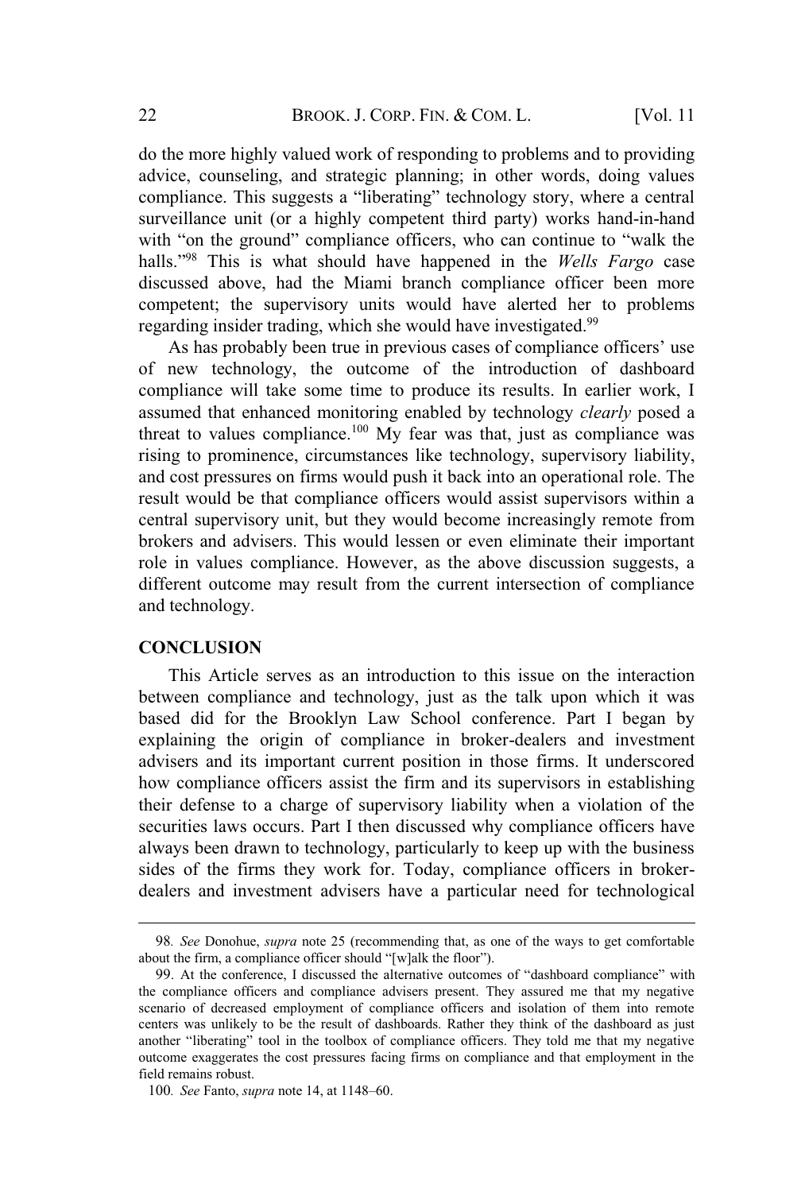do the more highly valued work of responding to problems and to providing advice, counseling, and strategic planning; in other words, doing values compliance. This suggests a "liberating" technology story, where a central surveillance unit (or a highly competent third party) works hand-in-hand with "on the ground" compliance officers, who can continue to "walk the halls."[98] This is what should have happened in the *Wells Fargo* case discussed above, had the Miami branch compliance officer been more competent; the supervisory units would have alerted her to problems regarding insider trading, which she would have investigated.[99]

As has probably been true in previous cases of compliance officers' use of new technology, the outcome of the introduction of dashboard compliance will take some time to produce its results. In earlier work, I assumed that enhanced monitoring enabled by technology *clearly* posed a threat to values compliance.[100] My fear was that, just as compliance was rising to prominence, circumstances like technology, supervisory liability, and cost pressures on firms would push it back into an operational role. The result would be that compliance officers would assist supervisors within a central supervisory unit, but they would become increasingly remote from brokers and advisers. This would lessen or even eliminate their important role in values compliance. However, as the above discussion suggests, a different outcome may result from the current intersection of compliance and technology.

## CONCLUSION

This Article serves as an introduction to this issue on the interaction between compliance and technology, just as the talk upon which it was based did for the Brooklyn Law School conference. Part I began by explaining the origin of compliance in broker-dealers and investment advisers and its important current position in those firms. It underscored how compliance officers assist the firm and its supervisors in establishing their defense to a charge of supervisory liability when a violation of the securities laws occurs. Part I then discussed why compliance officers have always been drawn to technology, particularly to keep up with the business sides of the firms they work for. Today, compliance officers in broker-dealers and investment advisers have a particular need for technological

---

98. *See* Donohue, *supra* note 25 (recommending that, as one of the ways to get comfortable about the firm, a compliance officer should "[w]alk the floor").

99. At the conference, I discussed the alternative outcomes of "dashboard compliance" with the compliance officers and compliance advisers present. They assured me that my negative scenario of decreased employment of compliance officers and isolation of them into remote centers was unlikely to be the result of dashboards. Rather they think of the dashboard as just another "liberating" tool in the toolbox of compliance officers. They told me that my negative outcome exaggerates the cost pressures facing firms on compliance and that employment in the field remains robust.

100. *See* Fanto, *supra* note 14, at 1148–60.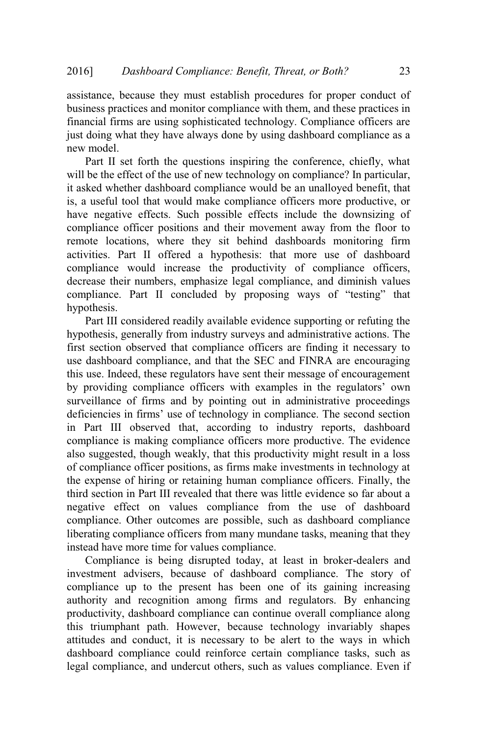assistance, because they must establish procedures for proper conduct of business practices and monitor compliance with them, and these practices in financial firms are using sophisticated technology. Compliance officers are just doing what they have always done by using dashboard compliance as a new model.

Part II set forth the questions inspiring the conference, chiefly, what will be the effect of the use of new technology on compliance? In particular, it asked whether dashboard compliance would be an unalloyed benefit, that is, a useful tool that would make compliance officers more productive, or have negative effects. Such possible effects include the downsizing of compliance officer positions and their movement away from the floor to remote locations, where they sit behind dashboards monitoring firm activities. Part II offered a hypothesis: that more use of dashboard compliance would increase the productivity of compliance officers, decrease their numbers, emphasize legal compliance, and diminish values compliance. Part II concluded by proposing ways of "testing" that hypothesis.

Part III considered readily available evidence supporting or refuting the hypothesis, generally from industry surveys and administrative actions. The first section observed that compliance officers are finding it necessary to use dashboard compliance, and that the SEC and FINRA are encouraging this use. Indeed, these regulators have sent their message of encouragement by providing compliance officers with examples in the regulators' own surveillance of firms and by pointing out in administrative proceedings deficiencies in firms' use of technology in compliance. The second section in Part III observed that, according to industry reports, dashboard compliance is making compliance officers more productive. The evidence also suggested, though weakly, that this productivity might result in a loss of compliance officer positions, as firms make investments in technology at the expense of hiring or retaining human compliance officers. Finally, the third section in Part III revealed that there was little evidence so far about a negative effect on values compliance from the use of dashboard compliance. Other outcomes are possible, such as dashboard compliance liberating compliance officers from many mundane tasks, meaning that they instead have more time for values compliance.

Compliance is being disrupted today, at least in broker-dealers and investment advisers, because of dashboard compliance. The story of compliance up to the present has been one of its gaining increasing authority and recognition among firms and regulators. By enhancing productivity, dashboard compliance can continue overall compliance along this triumphant path. However, because technology invariably shapes attitudes and conduct, it is necessary to be alert to the ways in which dashboard compliance could reinforce certain compliance tasks, such as legal compliance, and undercut others, such as values compliance. Even if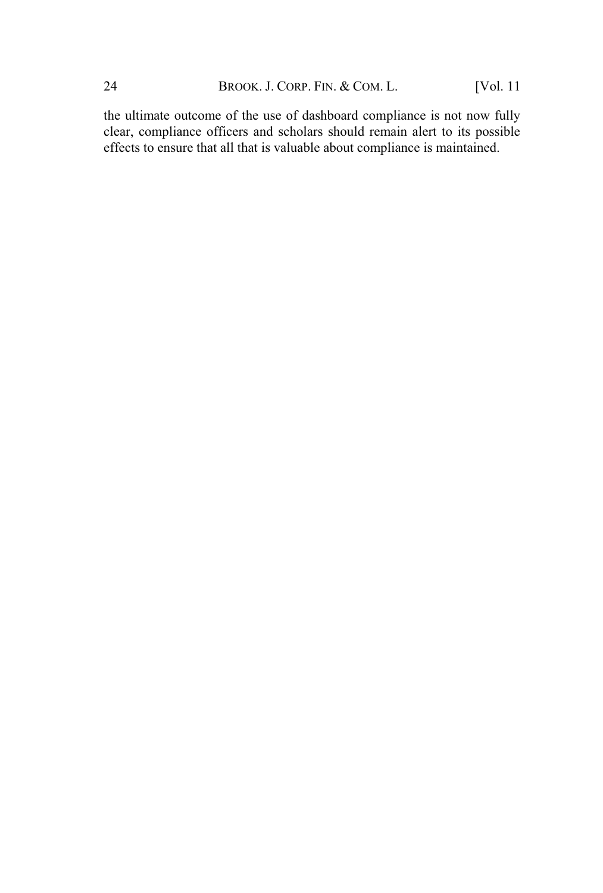the ultimate outcome of the use of dashboard compliance is not now fully clear, compliance officers and scholars should remain alert to its possible effects to ensure that all that is valuable about compliance is maintained.